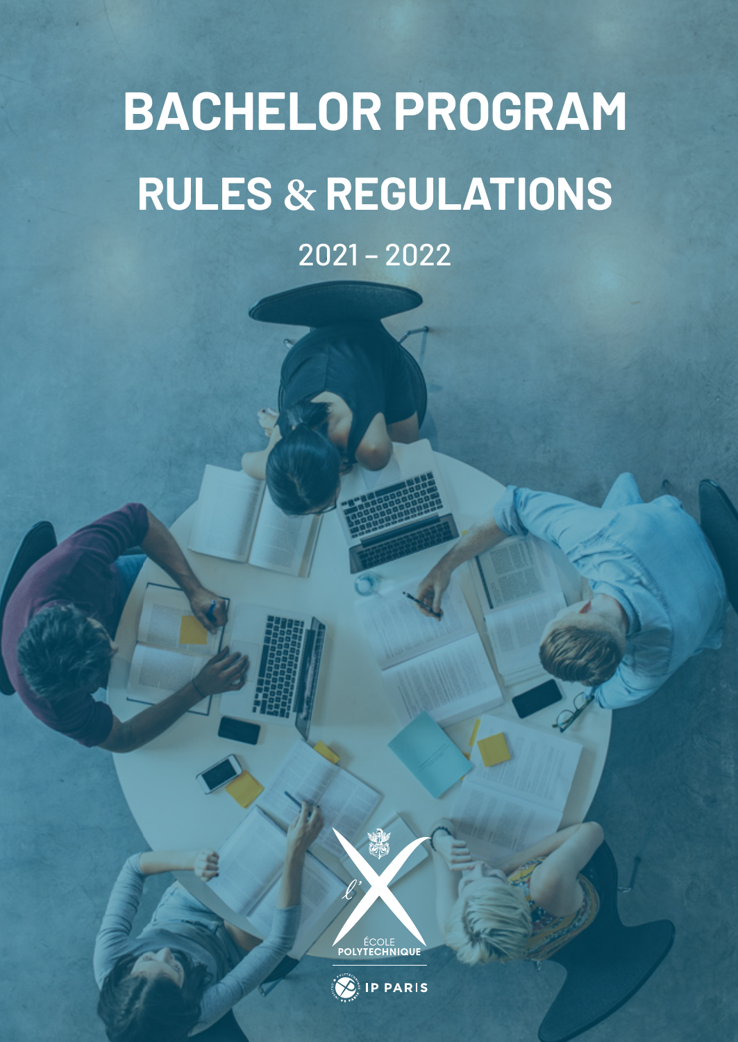# BACHELOR PROGRAM

# RULES & REGULATIONS

2021 – 2022

ÉCOLE POLYTECHNIQUE

IP PARIS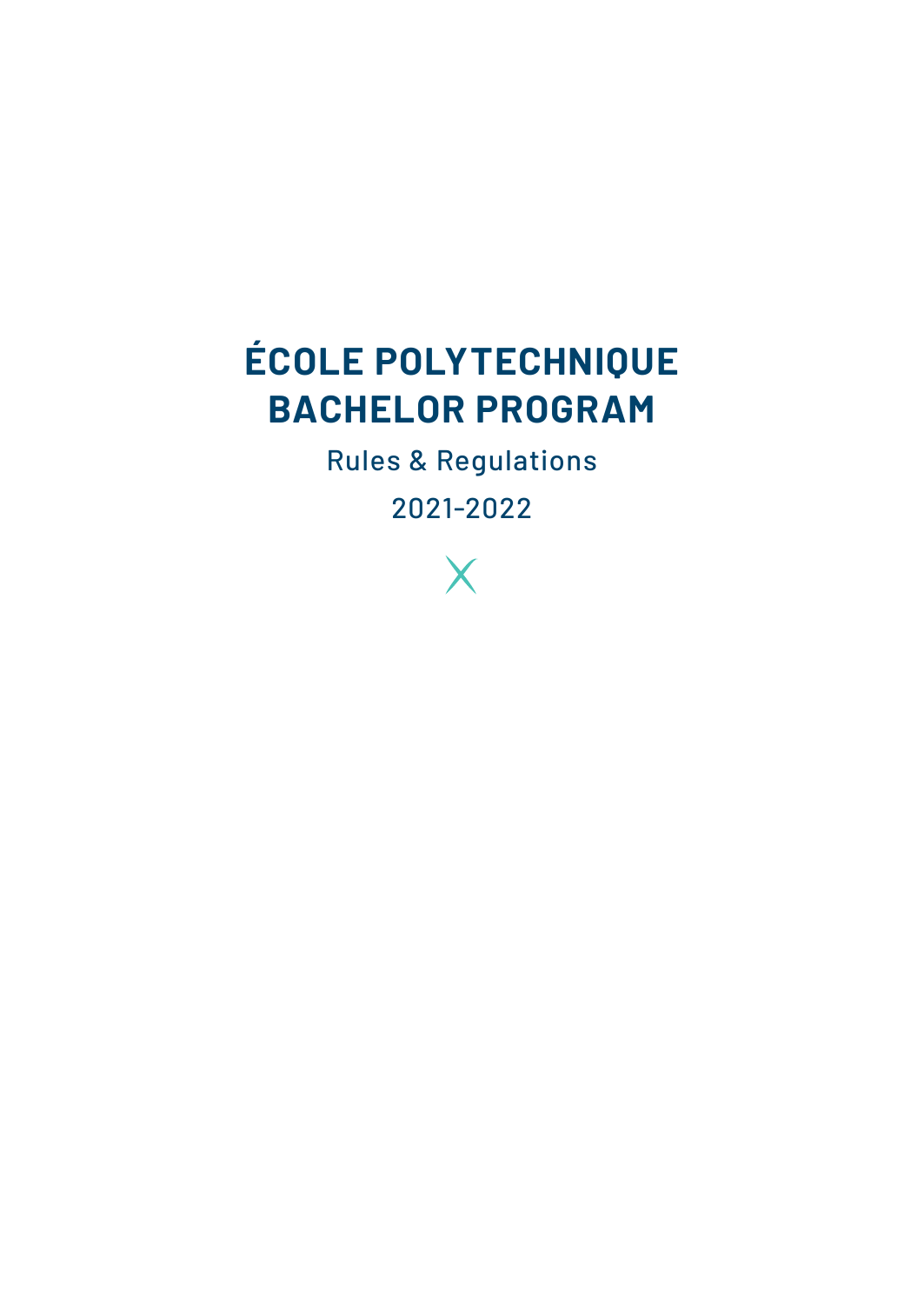# ÉCOLE POLYTECHNIQUE BACHELOR PROGRAM

Rules & Regulations

2021-2022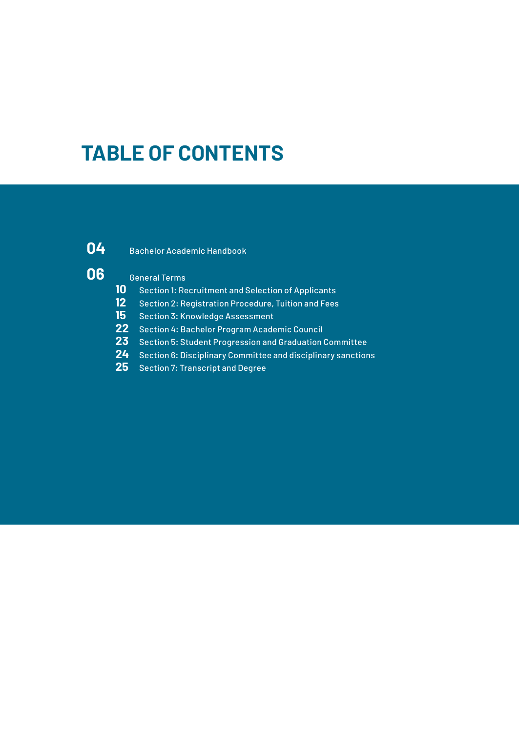# TABLE OF CONTENTS

**04** Bachelor Academic Handbook

**06** General Terms

- **10** Section 1: Recruitment and Selection of Applicants
- **12** Section 2: Registration Procedure, Tuition and Fees
- **15** Section 3: Knowledge Assessment
- **22** Section 4: Bachelor Program Academic Council
- **23** Section 5: Student Progression and Graduation Committee
- **24** Section 6: Disciplinary Committee and disciplinary sanctions
- **25** Section 7: Transcript and Degree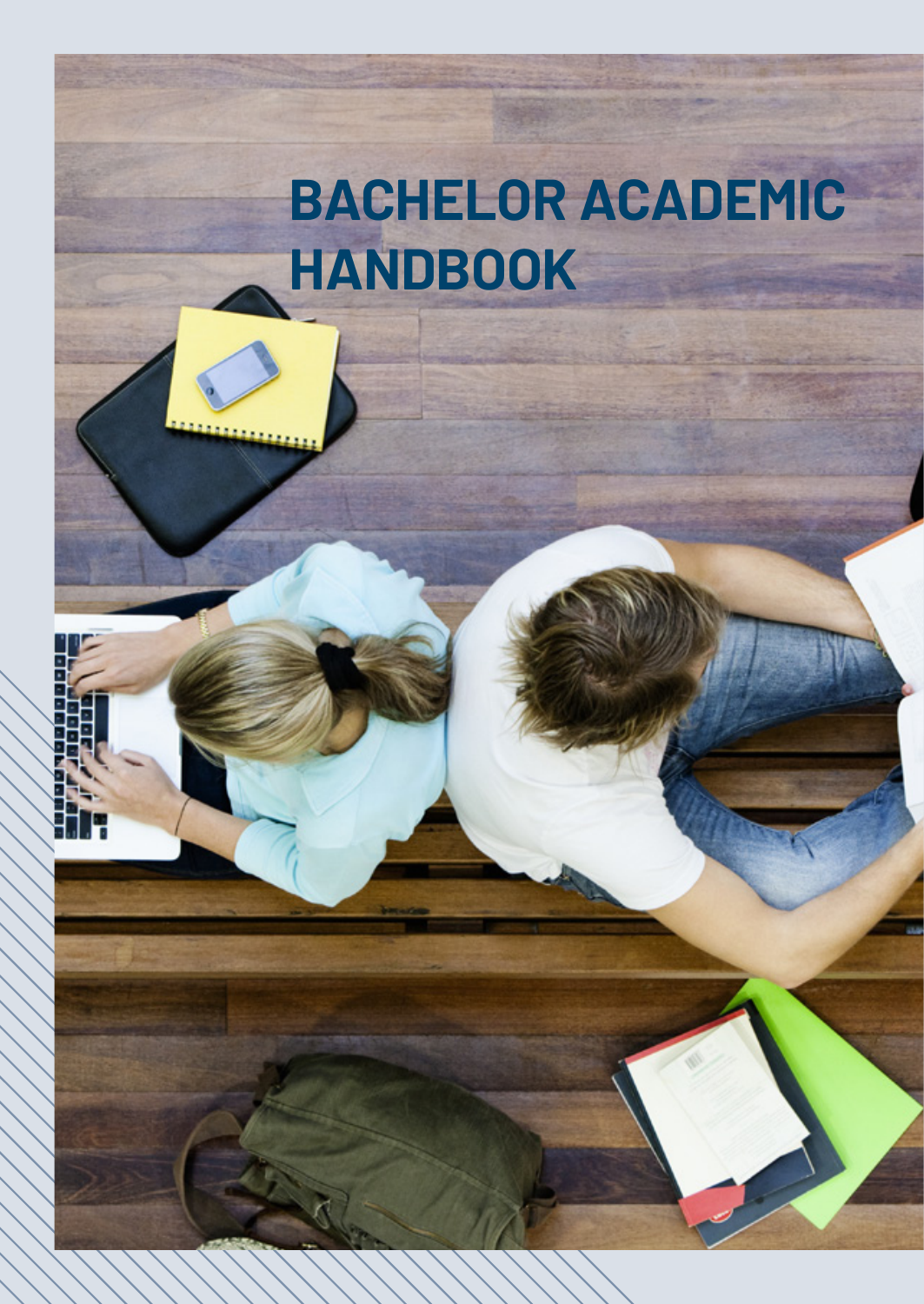# BACHELOR ACADEMIC HANDBOOK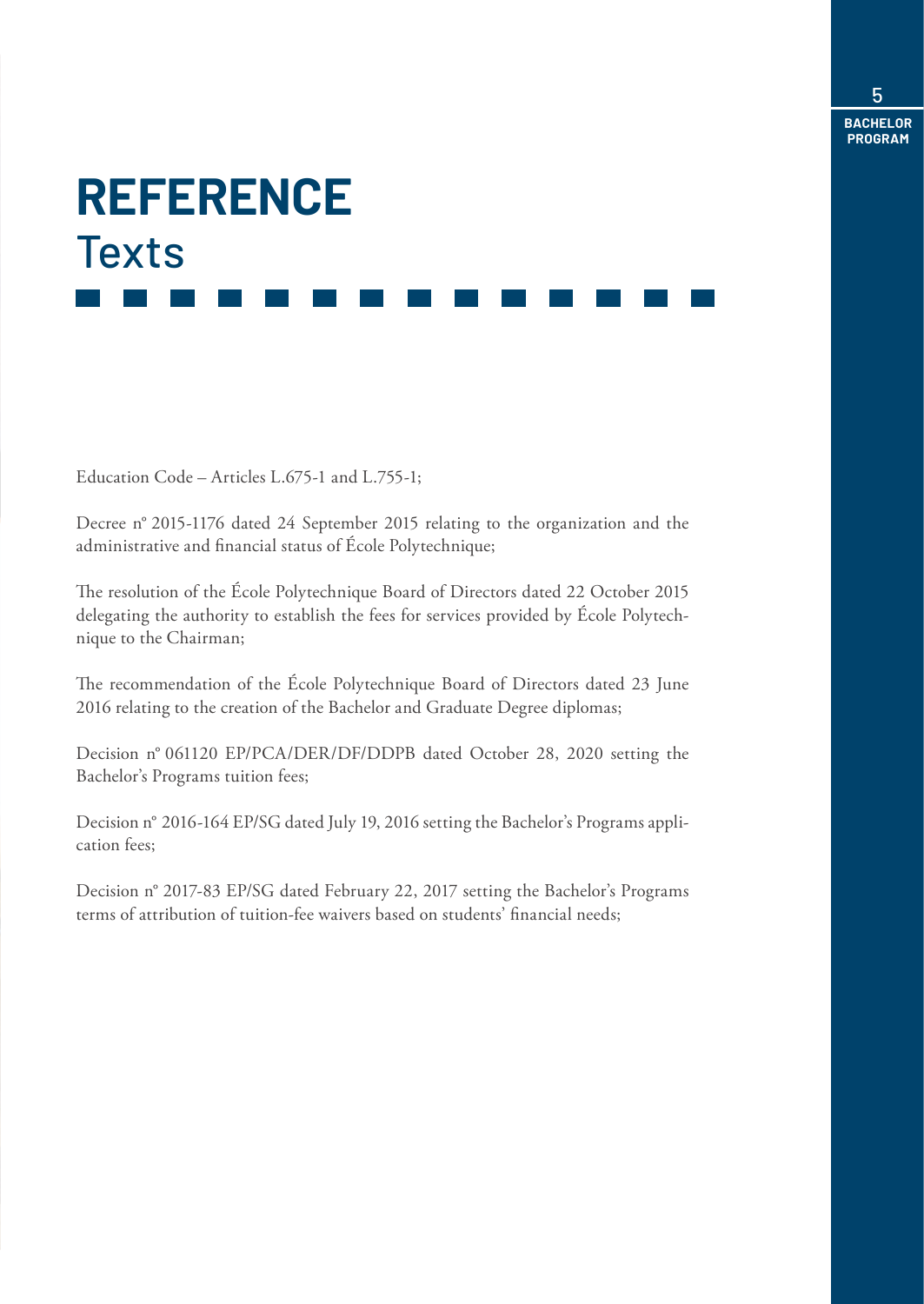# REFERENCE Texts

Education Code – Articles L.675-1 and L.755-1;

Decree n° 2015-1176 dated 24 September 2015 relating to the organization and the administrative and financial status of École Polytechnique;

The resolution of the École Polytechnique Board of Directors dated 22 October 2015 delegating the authority to establish the fees for services provided by École Polytechnique to the Chairman;

The recommendation of the École Polytechnique Board of Directors dated 23 June 2016 relating to the creation of the Bachelor and Graduate Degree diplomas;

Decision n° 061120 EP/PCA/DER/DF/DDPB dated October 28, 2020 setting the Bachelor's Programs tuition fees;

Decision n° 2016-164 EP/SG dated July 19, 2016 setting the Bachelor's Programs application fees;

Decision n° 2017-83 EP/SG dated February 22, 2017 setting the Bachelor's Programs terms of attribution of tuition-fee waivers based on students' financial needs;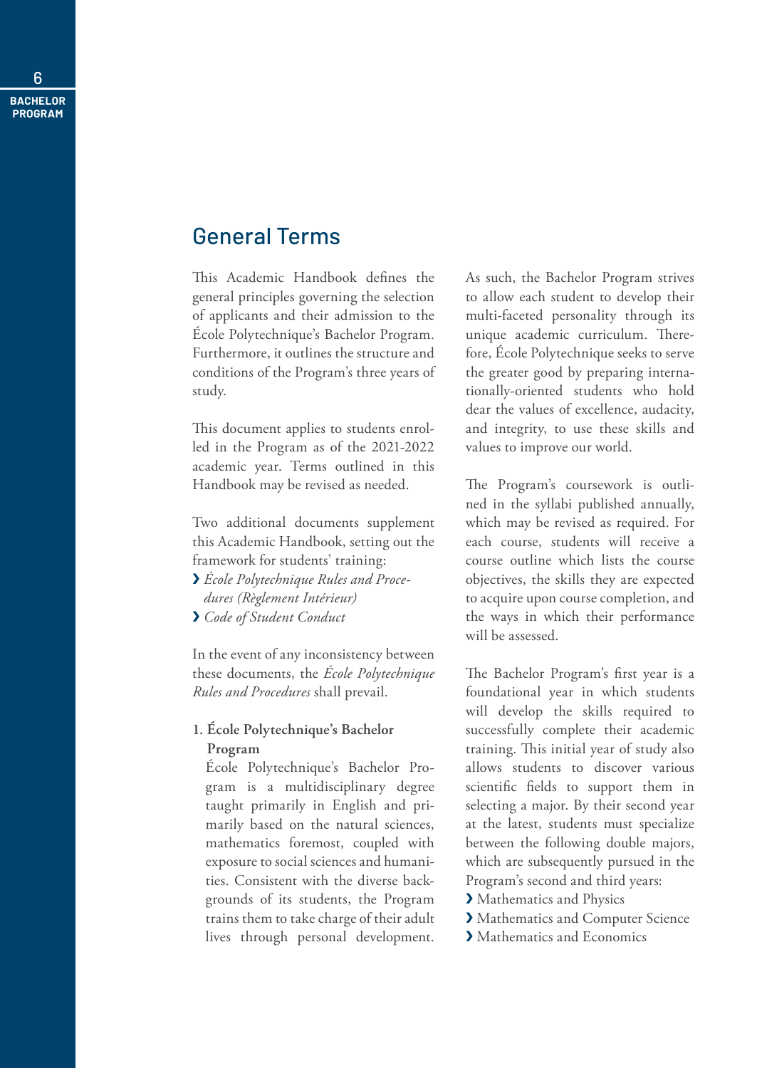## General Terms

This Academic Handbook defines the general principles governing the selection of applicants and their admission to the École Polytechnique's Bachelor Program. Furthermore, it outlines the structure and conditions of the Program's three years of study.

This document applies to students enrolled in the Program as of the 2021-2022 academic year. Terms outlined in this Handbook may be revised as needed.

Two additional documents supplement this Academic Handbook, setting out the framework for students' training:

- *École Polytechnique Rules and Procedures (Règlement Intérieur)*
- *Code of Student Conduct*

In the event of any inconsistency between these documents, the *École Polytechnique Rules and Procedures* shall prevail.

**1. École Polytechnique's Bachelor Program**

École Polytechnique's Bachelor Program is a multidisciplinary degree taught primarily in English and primarily based on the natural sciences, mathematics foremost, coupled with exposure to social sciences and humanities. Consistent with the diverse backgrounds of its students, the Program trains them to take charge of their adult lives through personal development. As such, the Bachelor Program strives to allow each student to develop their multi-faceted personality through its unique academic curriculum. Therefore, École Polytechnique seeks to serve the greater good by preparing internationally-oriented students who hold dear the values of excellence, audacity, and integrity, to use these skills and values to improve our world.

The Program's coursework is outlined in the syllabi published annually, which may be revised as required. For each course, students will receive a course outline which lists the course objectives, the skills they are expected to acquire upon course completion, and the ways in which their performance will be assessed.

The Bachelor Program's first year is a foundational year in which students will develop the skills required to successfully complete their academic training. This initial year of study also allows students to discover various scientific fields to support them in selecting a major. By their second year at the latest, students must specialize between the following double majors, which are subsequently pursued in the Program's second and third years:

- Mathematics and Physics
- Mathematics and Computer Science
- Mathematics and Economics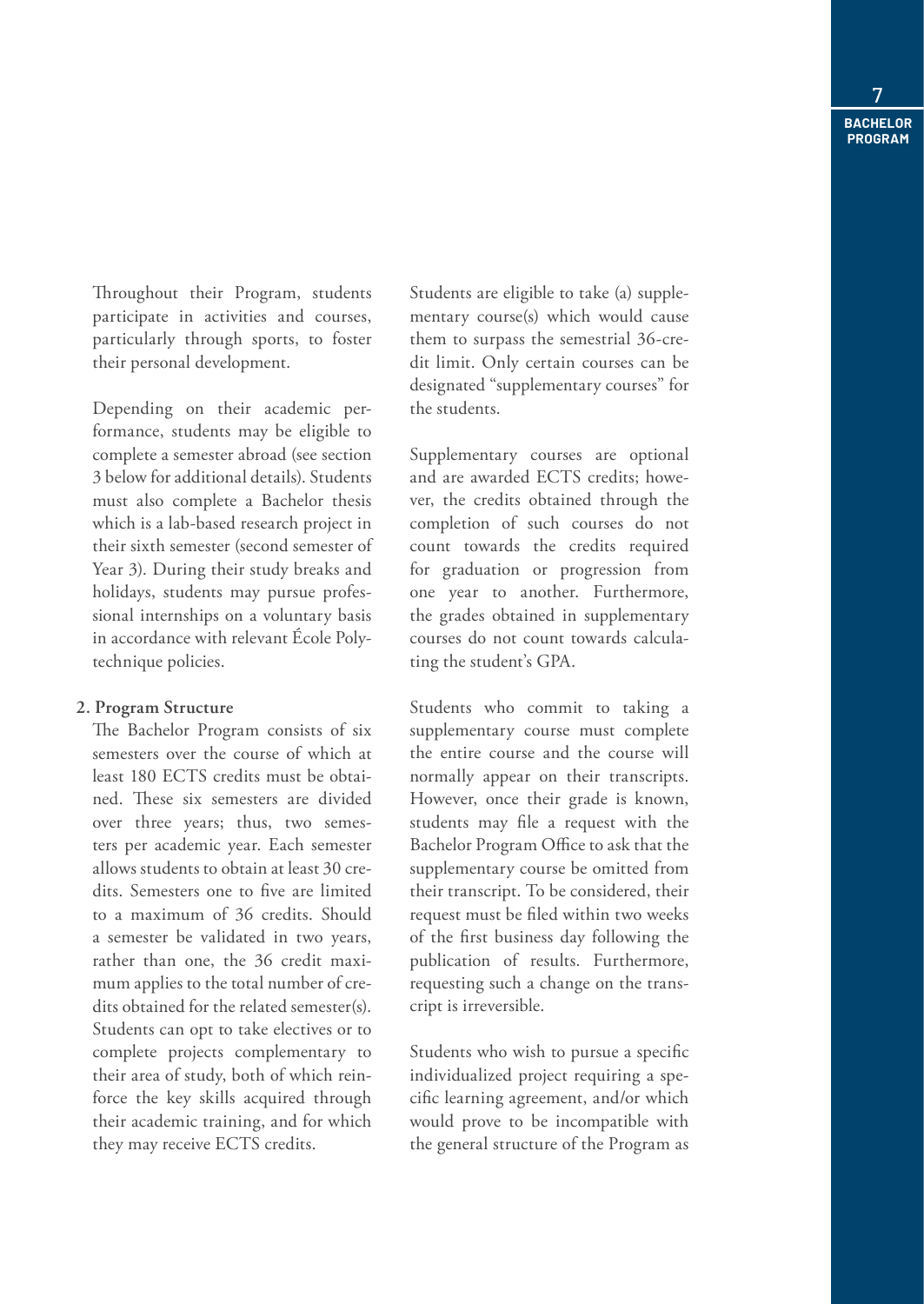Throughout their Program, students participate in activities and courses, particularly through sports, to foster their personal development.

Depending on their academic performance, students may be eligible to complete a semester abroad (see section 3 below for additional details). Students must also complete a Bachelor thesis which is a lab-based research project in their sixth semester (second semester of Year 3). During their study breaks and holidays, students may pursue professional internships on a voluntary basis in accordance with relevant École Polytechnique policies.

**2. Program Structure**

The Bachelor Program consists of six semesters over the course of which at least 180 ECTS credits must be obtained. These six semesters are divided over three years; thus, two semesters per academic year. Each semester allows students to obtain at least 30 credits. Semesters one to five are limited to a maximum of 36 credits. Should a semester be validated in two years, rather than one, the 36 credit maximum applies to the total number of credits obtained for the related semester(s). Students can opt to take electives or to complete projects complementary to their area of study, both of which reinforce the key skills acquired through their academic training, and for which they may receive ECTS credits.

Students are eligible to take (a) supplementary course(s) which would cause them to surpass the semestrial 36-credit limit. Only certain courses can be designated "supplementary courses" for the students.

Supplementary courses are optional and are awarded ECTS credits; however, the credits obtained through the completion of such courses do not count towards the credits required for graduation or progression from one year to another. Furthermore, the grades obtained in supplementary courses do not count towards calculating the student's GPA.

Students who commit to taking a supplementary course must complete the entire course and the course will normally appear on their transcripts. However, once their grade is known, students may file a request with the Bachelor Program Office to ask that the supplementary course be omitted from their transcript. To be considered, their request must be filed within two weeks of the first business day following the publication of results. Furthermore, requesting such a change on the transcript is irreversible.

Students who wish to pursue a specific individualized project requiring a specific learning agreement, and/or which would prove to be incompatible with the general structure of the Program as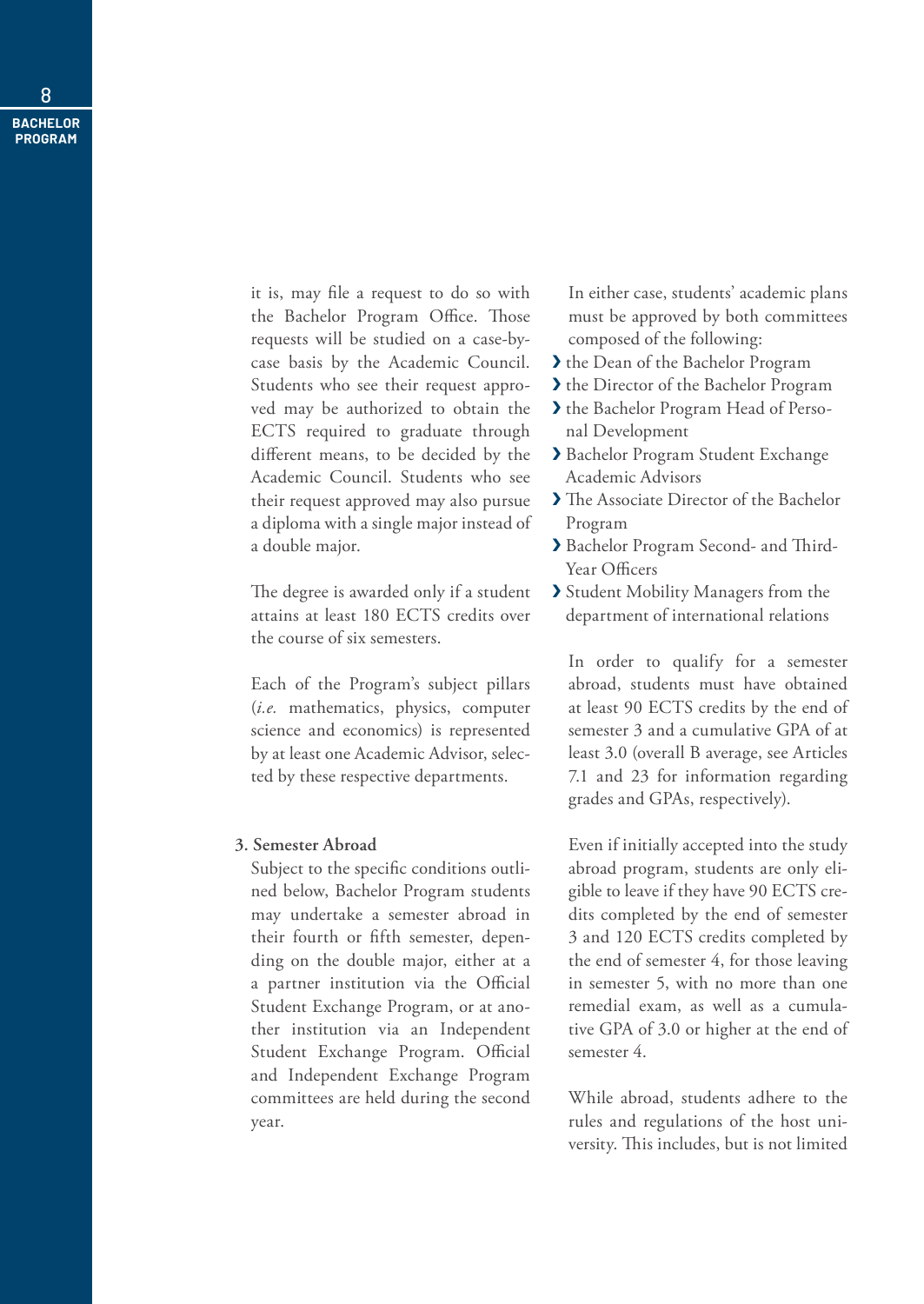it is, may file a request to do so with the Bachelor Program Office. Those requests will be studied on a case-by-case basis by the Academic Council. Students who see their request approved may be authorized to obtain the ECTS required to graduate through different means, to be decided by the Academic Council. Students who see their request approved may also pursue a diploma with a single major instead of a double major.

The degree is awarded only if a student attains at least 180 ECTS credits over the course of six semesters.

Each of the Program's subject pillars (*i.e.* mathematics, physics, computer science and economics) is represented by at least one Academic Advisor, selected by these respective departments.

**3. Semester Abroad**

Subject to the specific conditions outlined below, Bachelor Program students may undertake a semester abroad in their fourth or fifth semester, depending on the double major, either at a a partner institution via the Official Student Exchange Program, or at another institution via an Independent Student Exchange Program. Official and Independent Exchange Program committees are held during the second year.

In either case, students' academic plans must be approved by both committees composed of the following:

- the Dean of the Bachelor Program
- the Director of the Bachelor Program
- the Bachelor Program Head of Personal Development
- Bachelor Program Student Exchange Academic Advisors
- The Associate Director of the Bachelor Program
- Bachelor Program Second- and Third-Year Officers
- Student Mobility Managers from the department of international relations

In order to qualify for a semester abroad, students must have obtained at least 90 ECTS credits by the end of semester 3 and a cumulative GPA of at least 3.0 (overall B average, see Articles 7.1 and 23 for information regarding grades and GPAs, respectively).

Even if initially accepted into the study abroad program, students are only eligible to leave if they have 90 ECTS credits completed by the end of semester 3 and 120 ECTS credits completed by the end of semester 4, for those leaving in semester 5, with no more than one remedial exam, as well as a cumulative GPA of 3.0 or higher at the end of semester 4.

While abroad, students adhere to the rules and regulations of the host university. This includes, but is not limited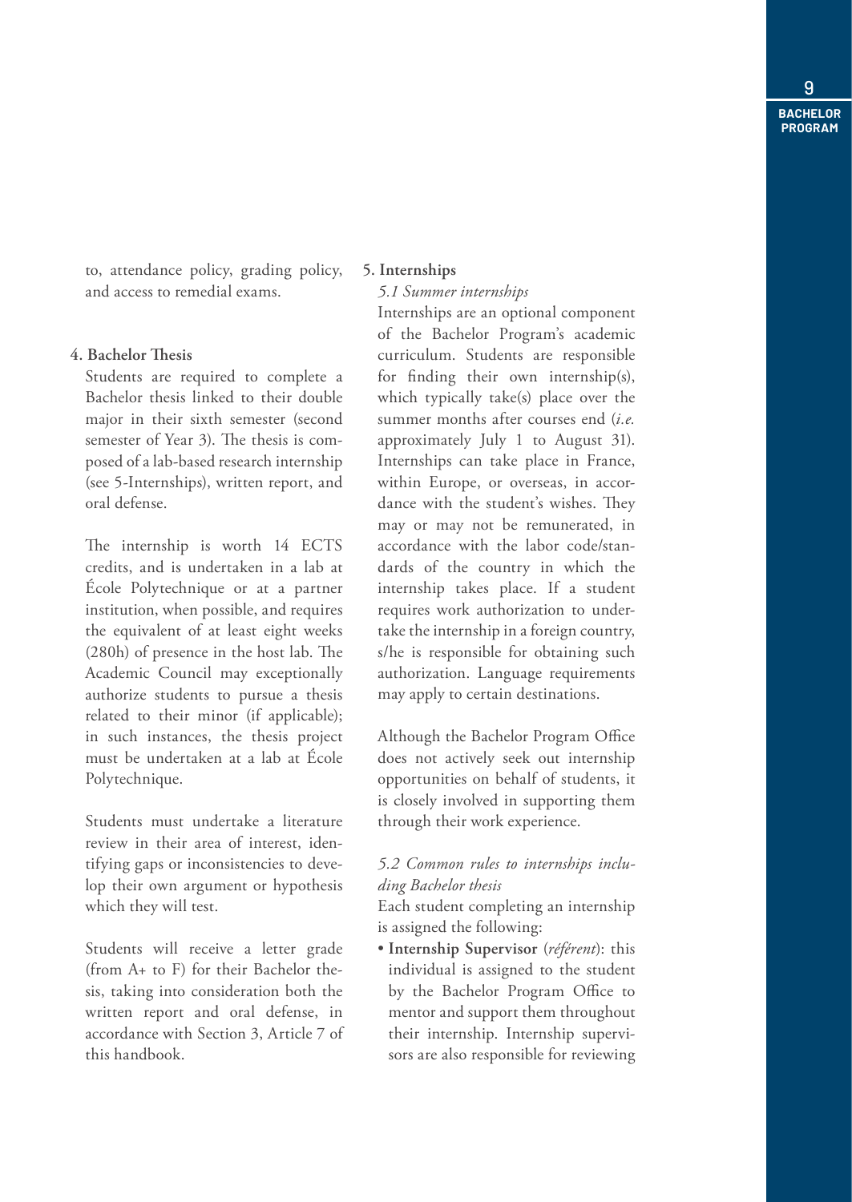to, attendance policy, grading policy, and access to remedial exams.

**4. Bachelor Thesis**

Students are required to complete a Bachelor thesis linked to their double major in their sixth semester (second semester of Year 3). The thesis is composed of a lab-based research internship (see 5-Internships), written report, and oral defense.

The internship is worth 14 ECTS credits, and is undertaken in a lab at École Polytechnique or at a partner institution, when possible, and requires the equivalent of at least eight weeks (280h) of presence in the host lab. The Academic Council may exceptionally authorize students to pursue a thesis related to their minor (if applicable); in such instances, the thesis project must be undertaken at a lab at École Polytechnique.

Students must undertake a literature review in their area of interest, identifying gaps or inconsistencies to develop their own argument or hypothesis which they will test.

Students will receive a letter grade (from A+ to F) for their Bachelor thesis, taking into consideration both the written report and oral defense, in accordance with Section 3, Article 7 of this handbook.

**5. Internships**

*5.1 Summer internships*

Internships are an optional component of the Bachelor Program's academic curriculum. Students are responsible for finding their own internship(s), which typically take(s) place over the summer months after courses end (*i.e.* approximately July 1 to August 31). Internships can take place in France, within Europe, or overseas, in accordance with the student's wishes. They may or may not be remunerated, in accordance with the labor code/standards of the country in which the internship takes place. If a student requires work authorization to undertake the internship in a foreign country, s/he is responsible for obtaining such authorization. Language requirements may apply to certain destinations.

Although the Bachelor Program Office does not actively seek out internship opportunities on behalf of students, it is closely involved in supporting them through their work experience.

*5.2 Common rules to internships including Bachelor thesis*

Each student completing an internship is assigned the following:

- **Internship Supervisor** (*référent*): this individual is assigned to the student by the Bachelor Program Office to mentor and support them throughout their internship. Internship supervisors are also responsible for reviewing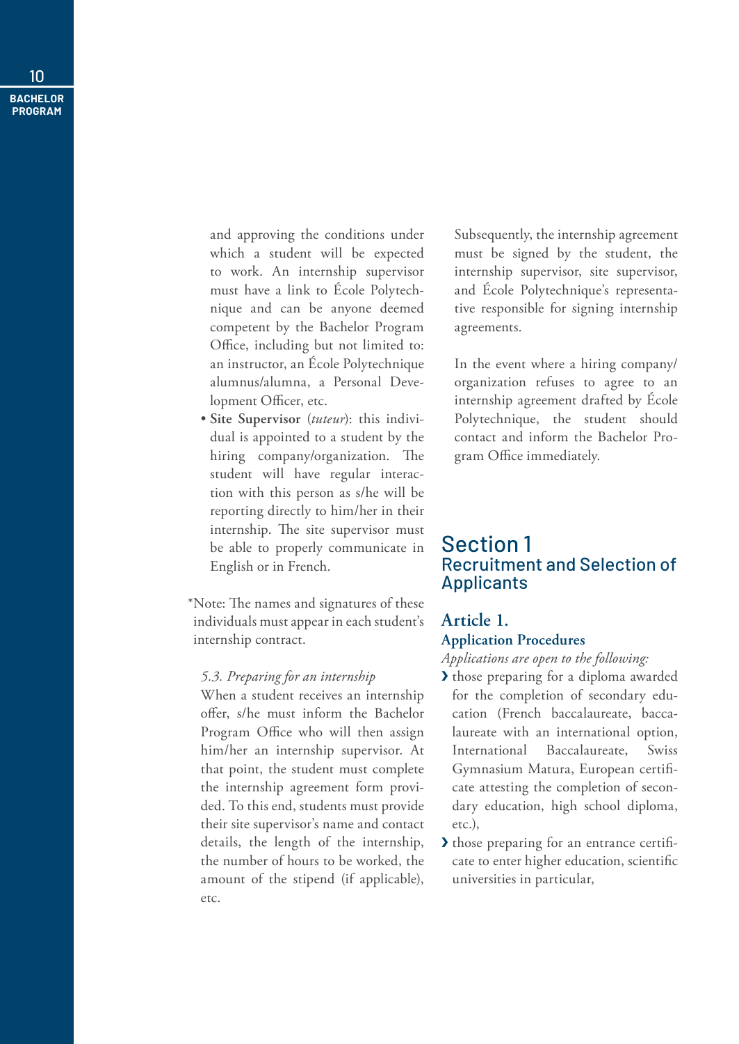and approving the conditions under which a student will be expected to work. An internship supervisor must have a link to École Polytechnique and can be anyone deemed competent by the Bachelor Program Office, including but not limited to: an instructor, an École Polytechnique alumnus/alumna, a Personal Development Officer, etc.

- **Site Supervisor** (*tuteur*): this individual is appointed to a student by the hiring company/organization. The student will have regular interaction with this person as s/he will be reporting directly to him/her in their internship. The site supervisor must be able to properly communicate in English or in French.

*Note: The names and signatures of these individuals must appear in each student's internship contract.

*5.3. Preparing for an internship*

When a student receives an internship offer, s/he must inform the Bachelor Program Office who will then assign him/her an internship supervisor. At that point, the student must complete the internship agreement form provided. To this end, students must provide their site supervisor's name and contact details, the length of the internship, the number of hours to be worked, the amount of the stipend (if applicable), etc.

Subsequently, the internship agreement must be signed by the student, the internship supervisor, site supervisor, and École Polytechnique's representative responsible for signing internship agreements.

In the event where a hiring company/organization refuses to agree to an internship agreement drafted by École Polytechnique, the student should contact and inform the Bachelor Program Office immediately.

# Section 1
## Recruitment and Selection of Applicants

### Article 1.
**Application Procedures**

*Applications are open to the following:*

- those preparing for a diploma awarded for the completion of secondary education (French baccalaureate, baccalaureate with an international option, International Baccalaureate, Swiss Gymnasium Matura, European certificate attesting the completion of secondary education, high school diploma, etc.),
- those preparing for an entrance certificate to enter higher education, scientific universities in particular,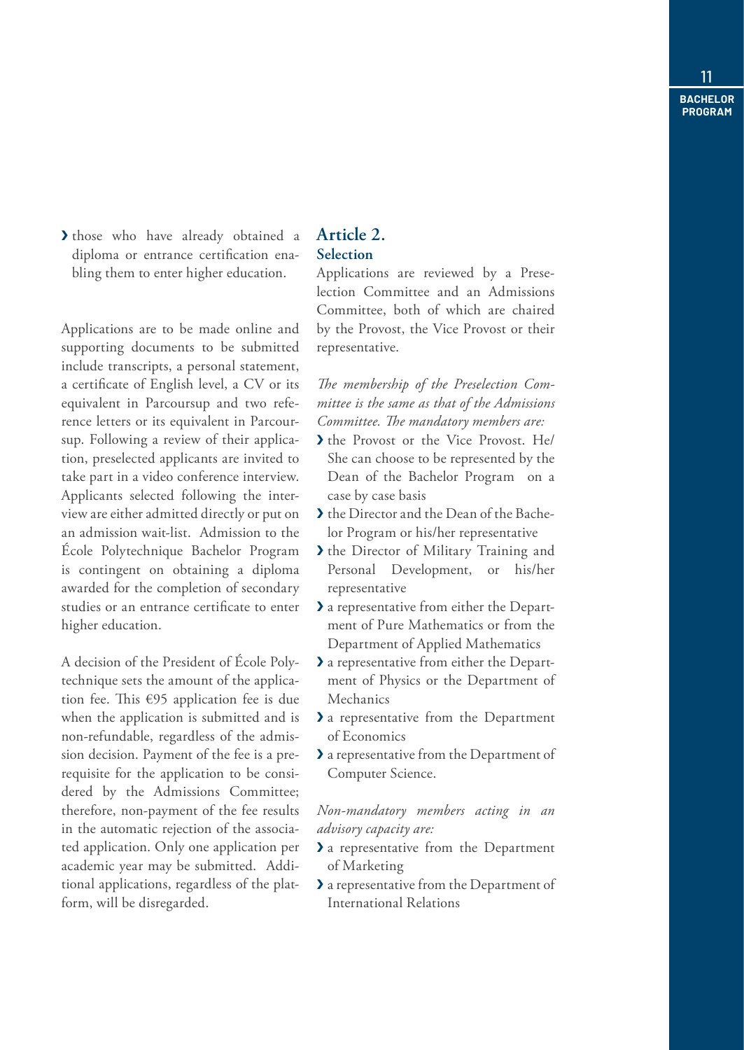- those who have already obtained a diploma or entrance certification enabling them to enter higher education.

Applications are to be made online and supporting documents to be submitted include transcripts, a personal statement, a certificate of English level, a CV or its equivalent in Parcoursup and two reference letters or its equivalent in Parcoursup. Following a review of their application, preselected applicants are invited to take part in a video conference interview. Applicants selected following the interview are either admitted directly or put on an admission wait-list. Admission to the École Polytechnique Bachelor Program is contingent on obtaining a diploma awarded for the completion of secondary studies or an entrance certificate to enter higher education.

A decision of the President of École Polytechnique sets the amount of the application fee. This €95 application fee is due when the application is submitted and is non-refundable, regardless of the admission decision. Payment of the fee is a prerequisite for the application to be considered by the Admissions Committee; therefore, non-payment of the fee results in the automatic rejection of the associated application. Only one application per academic year may be submitted. Additional applications, regardless of the platform, will be disregarded.

## Article 2.
### Selection

Applications are reviewed by a Preselection Committee and an Admissions Committee, both of which are chaired by the Provost, the Vice Provost or their representative.

*The membership of the Preselection Committee is the same as that of the Admissions Committee. The mandatory members are:*

- the Provost or the Vice Provost. He/She can choose to be represented by the Dean of the Bachelor Program on a case by case basis
- the Director and the Dean of the Bachelor Program or his/her representative
- the Director of Military Training and Personal Development, or his/her representative
- a representative from either the Department of Pure Mathematics or from the Department of Applied Mathematics
- a representative from either the Department of Physics or the Department of Mechanics
- a representative from the Department of Economics
- a representative from the Department of Computer Science.

*Non-mandatory members acting in an advisory capacity are:*

- a representative from the Department of Marketing
- a representative from the Department of International Relations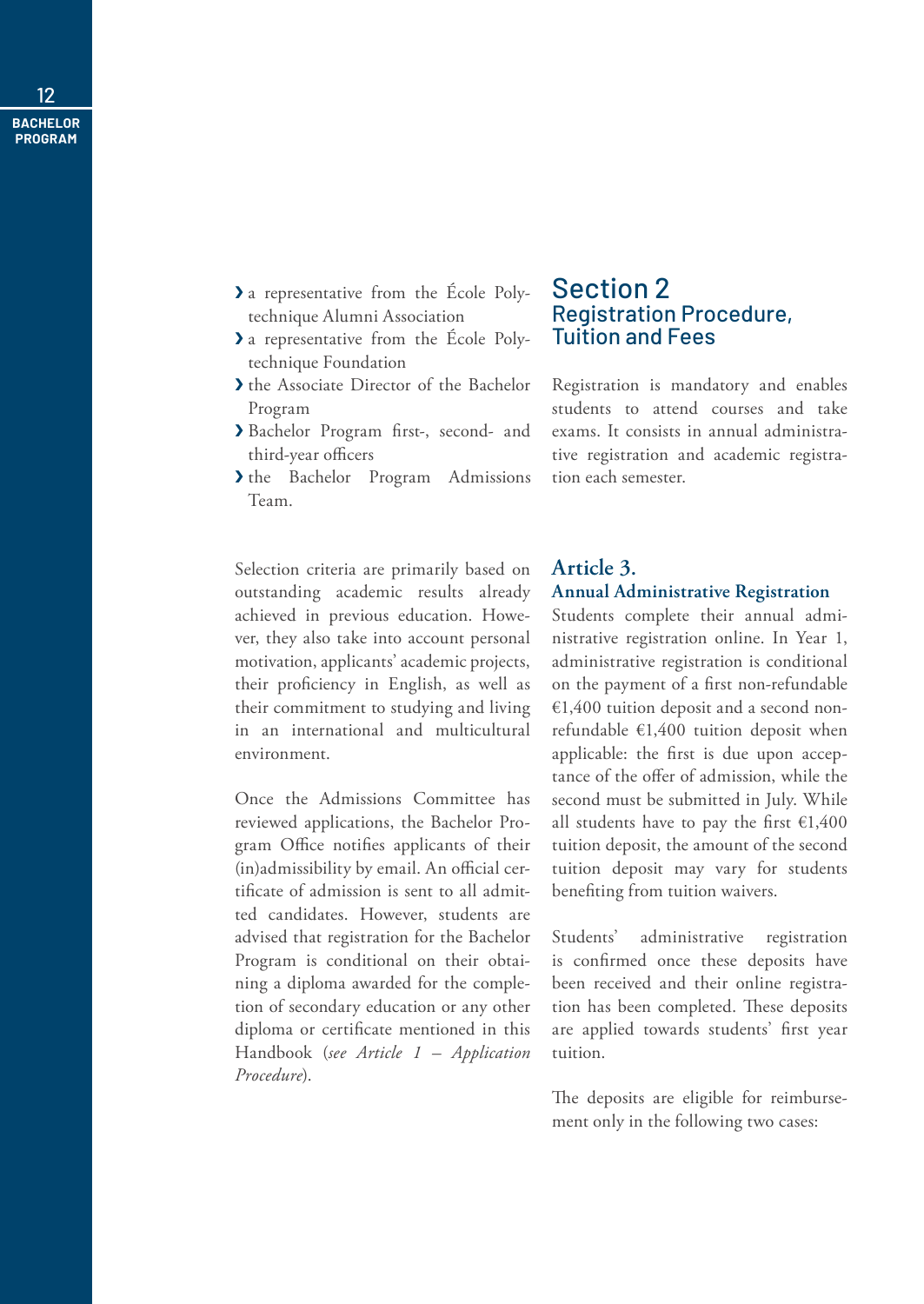- a representative from the École Polytechnique Alumni Association
- a representative from the École Polytechnique Foundation
- the Associate Director of the Bachelor Program
- Bachelor Program first-, second- and third-year officers
- the Bachelor Program Admissions Team.

Selection criteria are primarily based on outstanding academic results already achieved in previous education. However, they also take into account personal motivation, applicants' academic projects, their proficiency in English, as well as their commitment to studying and living in an international and multicultural environment.

Once the Admissions Committee has reviewed applications, the Bachelor Program Office notifies applicants of their (in)admissibility by email. An official certificate of admission is sent to all admitted candidates. However, students are advised that registration for the Bachelor Program is conditional on their obtaining a diploma awarded for the completion of secondary education or any other diploma or certificate mentioned in this Handbook (*see Article 1 – Application Procedure*).

# Section 2
## Registration Procedure, Tuition and Fees

Registration is mandatory and enables students to attend courses and take exams. It consists in annual administrative registration and academic registration each semester.

### Article 3.
### Annual Administrative Registration

Students complete their annual administrative registration online. In Year 1, administrative registration is conditional on the payment of a first non-refundable €1,400 tuition deposit and a second non-refundable €1,400 tuition deposit when applicable: the first is due upon acceptance of the offer of admission, while the second must be submitted in July. While all students have to pay the first €1,400 tuition deposit, the amount of the second tuition deposit may vary for students benefiting from tuition waivers.

Students' administrative registration is confirmed once these deposits have been received and their online registration has been completed. These deposits are applied towards students' first year tuition.

The deposits are eligible for reimbursement only in the following two cases: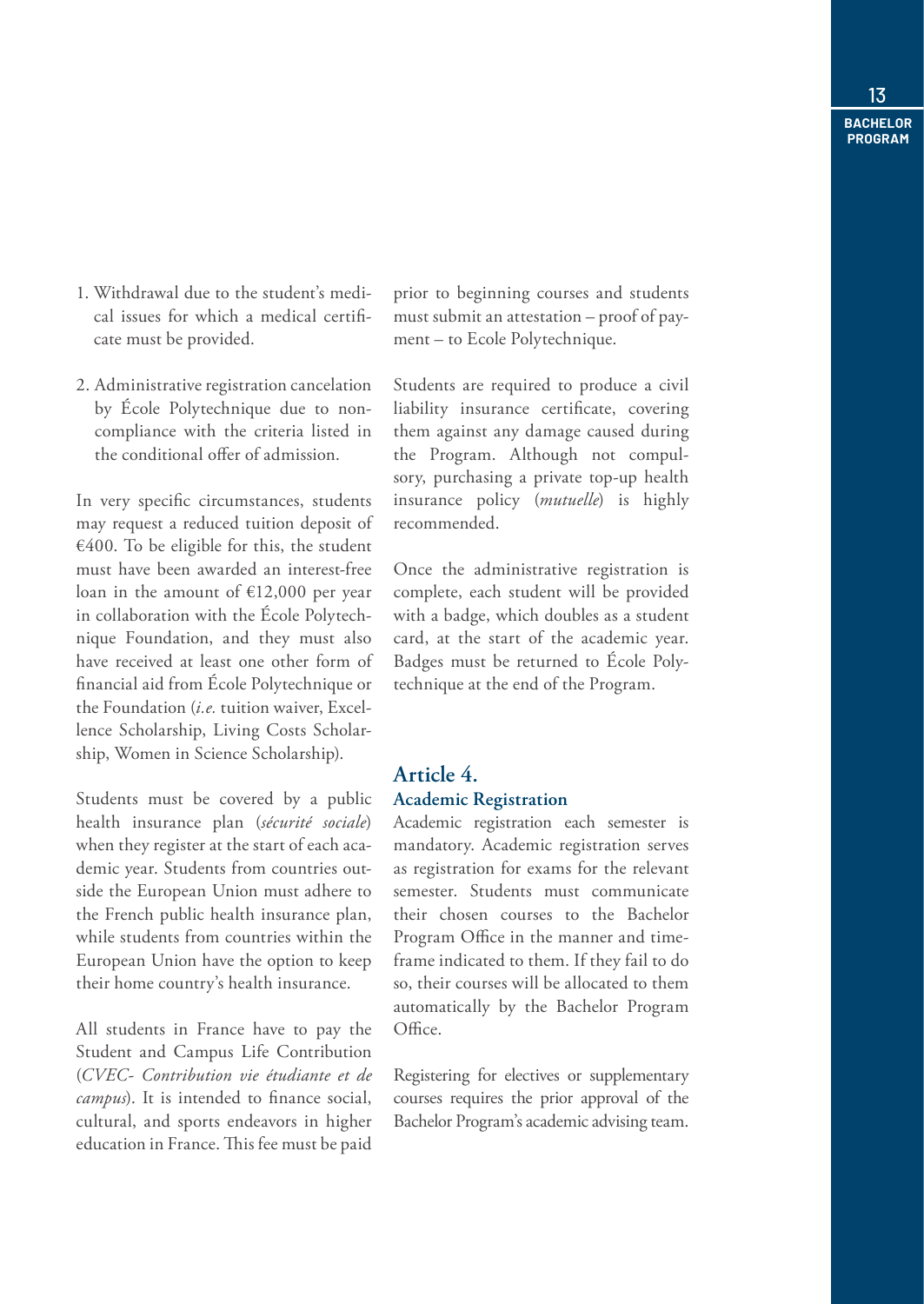1. Withdrawal due to the student's medical issues for which a medical certificate must be provided.
2. Administrative registration cancelation by École Polytechnique due to non-compliance with the criteria listed in the conditional offer of admission.

In very specific circumstances, students may request a reduced tuition deposit of €400. To be eligible for this, the student must have been awarded an interest-free loan in the amount of €12,000 per year in collaboration with the École Polytechnique Foundation, and they must also have received at least one other form of financial aid from École Polytechnique or the Foundation (*i.e.* tuition waiver, Excellence Scholarship, Living Costs Scholarship, Women in Science Scholarship).

Students must be covered by a public health insurance plan (*sécurité sociale*) when they register at the start of each academic year. Students from countries outside the European Union must adhere to the French public health insurance plan, while students from countries within the European Union have the option to keep their home country's health insurance.

All students in France have to pay the Student and Campus Life Contribution (*CVEC- Contribution vie étudiante et de campus*). It is intended to finance social, cultural, and sports endeavors in higher education in France. This fee must be paid prior to beginning courses and students must submit an attestation – proof of payment – to Ecole Polytechnique.

Students are required to produce a civil liability insurance certificate, covering them against any damage caused during the Program. Although not compulsory, purchasing a private top-up health insurance policy (*mutuelle*) is highly recommended.

Once the administrative registration is complete, each student will be provided with a badge, which doubles as a student card, at the start of the academic year. Badges must be returned to École Polytechnique at the end of the Program.

## Article 4.
### Academic Registration

Academic registration each semester is mandatory. Academic registration serves as registration for exams for the relevant semester. Students must communicate their chosen courses to the Bachelor Program Office in the manner and timeframe indicated to them. If they fail to do so, their courses will be allocated to them automatically by the Bachelor Program Office.

Registering for electives or supplementary courses requires the prior approval of the Bachelor Program's academic advising team.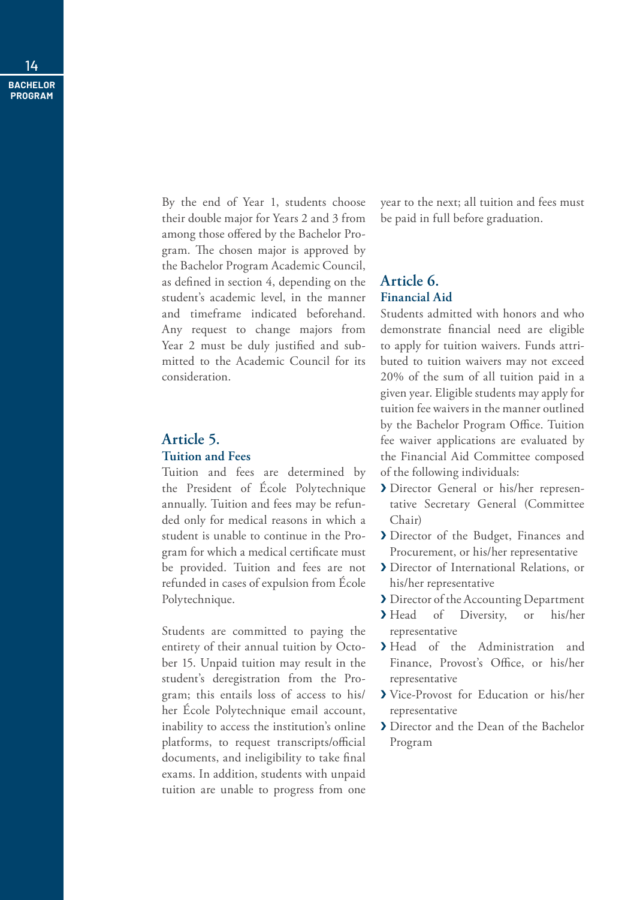By the end of Year 1, students choose their double major for Years 2 and 3 from among those offered by the Bachelor Program. The chosen major is approved by the Bachelor Program Academic Council, as defined in section 4, depending on the student's academic level, in the manner and timeframe indicated beforehand. Any request to change majors from Year 2 must be duly justified and submitted to the Academic Council for its consideration.

## Article 5.
### Tuition and Fees

Tuition and fees are determined by the President of École Polytechnique annually. Tuition and fees may be refunded only for medical reasons in which a student is unable to continue in the Program for which a medical certificate must be provided. Tuition and fees are not refunded in cases of expulsion from École Polytechnique.

Students are committed to paying the entirety of their annual tuition by October 15. Unpaid tuition may result in the student's deregistration from the Program; this entails loss of access to his/her École Polytechnique email account, inability to access the institution's online platforms, to request transcripts/official documents, and ineligibility to take final exams. In addition, students with unpaid tuition are unable to progress from one year to the next; all tuition and fees must be paid in full before graduation.

## Article 6.
### Financial Aid

Students admitted with honors and who demonstrate financial need are eligible to apply for tuition waivers. Funds attributed to tuition waivers may not exceed 20% of the sum of all tuition paid in a given year. Eligible students may apply for tuition fee waivers in the manner outlined by the Bachelor Program Office. Tuition fee waiver applications are evaluated by the Financial Aid Committee composed of the following individuals:

- Director General or his/her representative Secretary General (Committee Chair)
- Director of the Budget, Finances and Procurement, or his/her representative
- Director of International Relations, or his/her representative
- Director of the Accounting Department
- Head of Diversity, or his/her representative
- Head of the Administration and Finance, Provost's Office, or his/her representative
- Vice-Provost for Education or his/her representative
- Director and the Dean of the Bachelor Program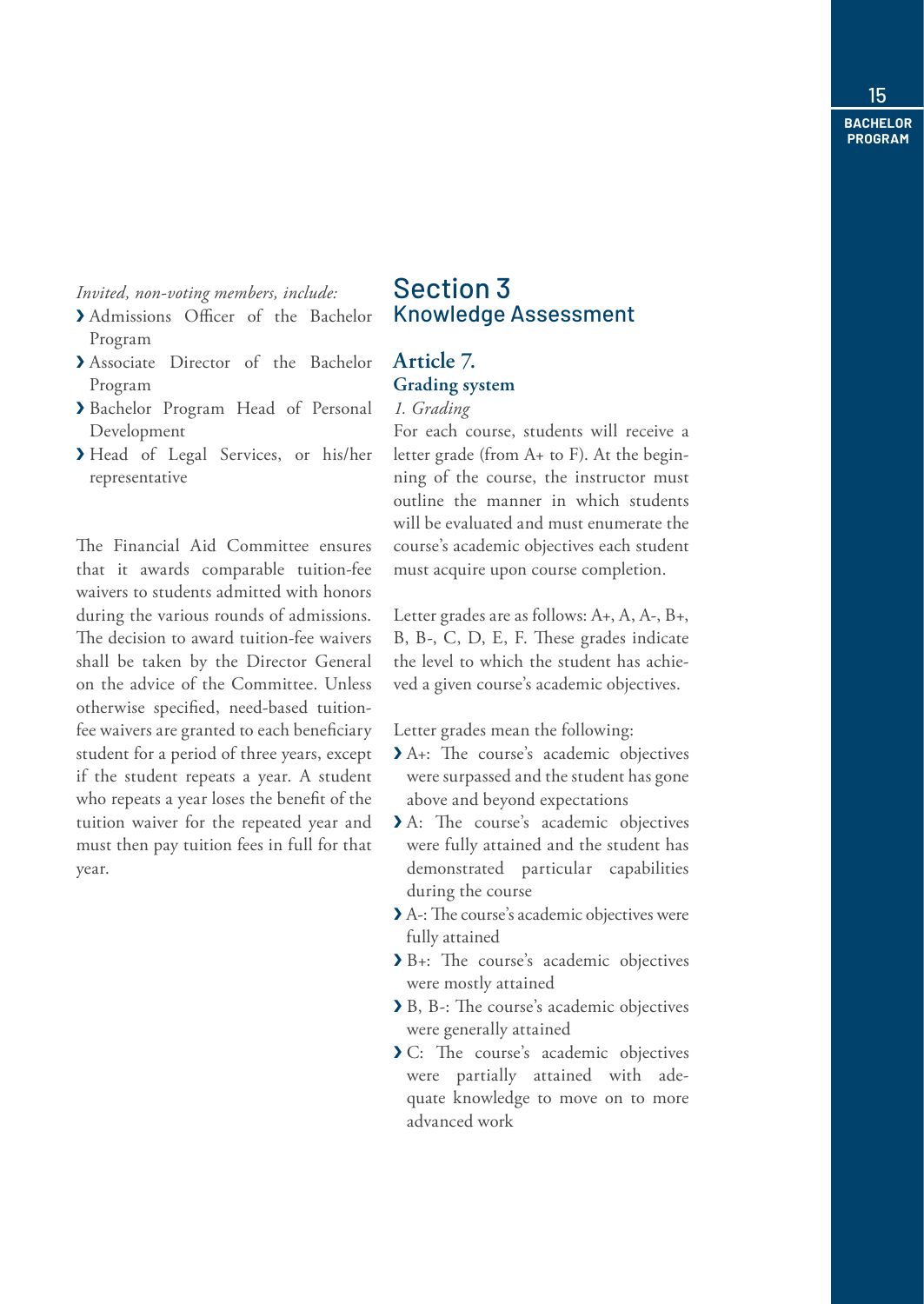*Invited, non-voting members, include:*

- Admissions Officer of the Bachelor Program
- Associate Director of the Bachelor Program
- Bachelor Program Head of Personal Development
- Head of Legal Services, or his/her representative

The Financial Aid Committee ensures that it awards comparable tuition-fee waivers to students admitted with honors during the various rounds of admissions. The decision to award tuition-fee waivers shall be taken by the Director General on the advice of the Committee. Unless otherwise specified, need-based tuition-fee waivers are granted to each beneficiary student for a period of three years, except if the student repeats a year. A student who repeats a year loses the benefit of the tuition waiver for the repeated year and must then pay tuition fees in full for that year.

# Section 3
## Knowledge Assessment

### Article 7.
### Grading system

*1. Grading*

For each course, students will receive a letter grade (from A+ to F). At the beginning of the course, the instructor must outline the manner in which students will be evaluated and must enumerate the course's academic objectives each student must acquire upon course completion.

Letter grades are as follows: A+, A, A-, B+, B, B-, C, D, E, F. These grades indicate the level to which the student has achieved a given course's academic objectives.

Letter grades mean the following:

- A+: The course's academic objectives were surpassed and the student has gone above and beyond expectations
- A: The course's academic objectives were fully attained and the student has demonstrated particular capabilities during the course
- A-: The course's academic objectives were fully attained
- B+: The course's academic objectives were mostly attained
- B, B-: The course's academic objectives were generally attained
- C: The course's academic objectives were partially attained with adequate knowledge to move on to more advanced work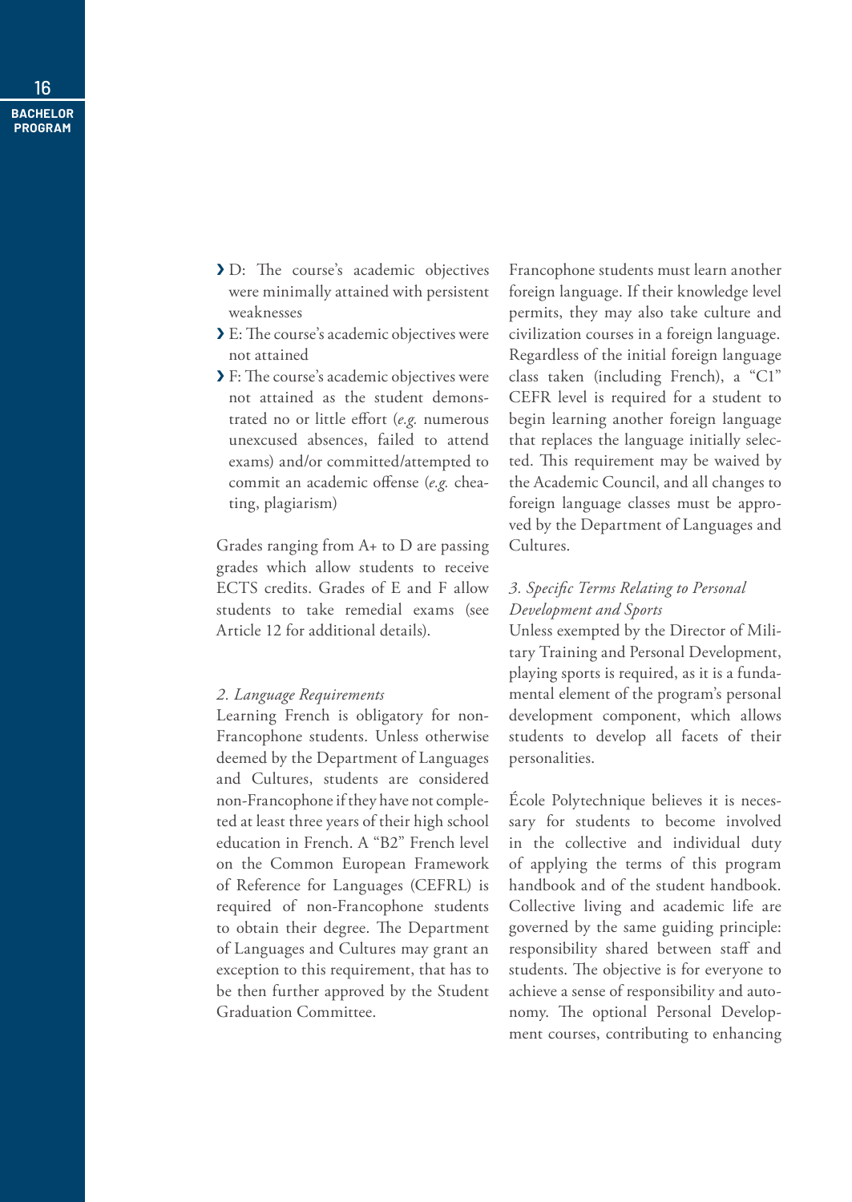- D: The course's academic objectives were minimally attained with persistent weaknesses
- E: The course's academic objectives were not attained
- F: The course's academic objectives were not attained as the student demonstrated no or little effort (*e.g.* numerous unexcused absences, failed to attend exams) and/or committed/attempted to commit an academic offense (*e.g.* cheating, plagiarism)

Grades ranging from A+ to D are passing grades which allow students to receive ECTS credits. Grades of E and F allow students to take remedial exams (see Article 12 for additional details).

*2. Language Requirements*

Learning French is obligatory for non-Francophone students. Unless otherwise deemed by the Department of Languages and Cultures, students are considered non-Francophone if they have not completed at least three years of their high school education in French. A "B2" French level on the Common European Framework of Reference for Languages (CEFRL) is required of non-Francophone students to obtain their degree. The Department of Languages and Cultures may grant an exception to this requirement, that has to be then further approved by the Student Graduation Committee.

Francophone students must learn another foreign language. If their knowledge level permits, they may also take culture and civilization courses in a foreign language. Regardless of the initial foreign language class taken (including French), a "C1" CEFR level is required for a student to begin learning another foreign language that replaces the language initially selected. This requirement may be waived by the Academic Council, and all changes to foreign language classes must be approved by the Department of Languages and Cultures.

*3. Specific Terms Relating to Personal Development and Sports*

Unless exempted by the Director of Military Training and Personal Development, playing sports is required, as it is a fundamental element of the program's personal development component, which allows students to develop all facets of their personalities.

École Polytechnique believes it is necessary for students to become involved in the collective and individual duty of applying the terms of this program handbook and of the student handbook. Collective living and academic life are governed by the same guiding principle: responsibility shared between staff and students. The objective is for everyone to achieve a sense of responsibility and autonomy. The optional Personal Development courses, contributing to enhancing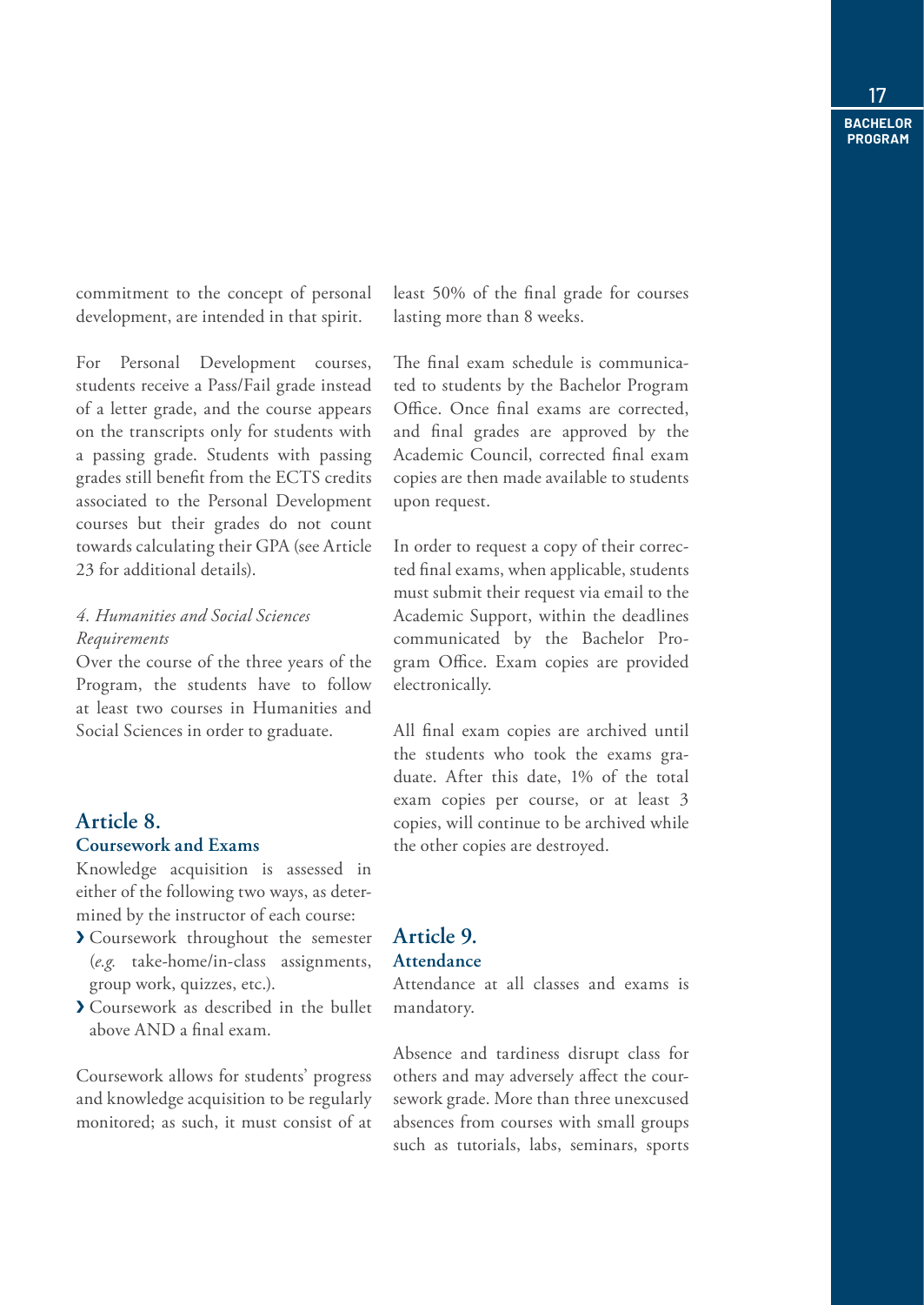commitment to the concept of personal development, are intended in that spirit.

For Personal Development courses, students receive a Pass/Fail grade instead of a letter grade, and the course appears on the transcripts only for students with a passing grade. Students with passing grades still benefit from the ECTS credits associated to the Personal Development courses but their grades do not count towards calculating their GPA (see Article 23 for additional details).

*4. Humanities and Social Sciences Requirements*

Over the course of the three years of the Program, the students have to follow at least two courses in Humanities and Social Sciences in order to graduate.

## Article 8.

### Coursework and Exams

Knowledge acquisition is assessed in either of the following two ways, as determined by the instructor of each course:

- Coursework throughout the semester (*e.g.* take-home/in-class assignments, group work, quizzes, etc.).
- Coursework as described in the bullet above AND a final exam.

Coursework allows for students' progress and knowledge acquisition to be regularly monitored; as such, it must consist of at least 50% of the final grade for courses lasting more than 8 weeks.

The final exam schedule is communicated to students by the Bachelor Program Office. Once final exams are corrected, and final grades are approved by the Academic Council, corrected final exam copies are then made available to students upon request.

In order to request a copy of their corrected final exams, when applicable, students must submit their request via email to the Academic Support, within the deadlines communicated by the Bachelor Program Office. Exam copies are provided electronically.

All final exam copies are archived until the students who took the exams graduate. After this date, 1% of the total exam copies per course, or at least 3 copies, will continue to be archived while the other copies are destroyed.

## Article 9.

### Attendance

Attendance at all classes and exams is mandatory.

Absence and tardiness disrupt class for others and may adversely affect the coursework grade. More than three unexcused absences from courses with small groups such as tutorials, labs, seminars, sports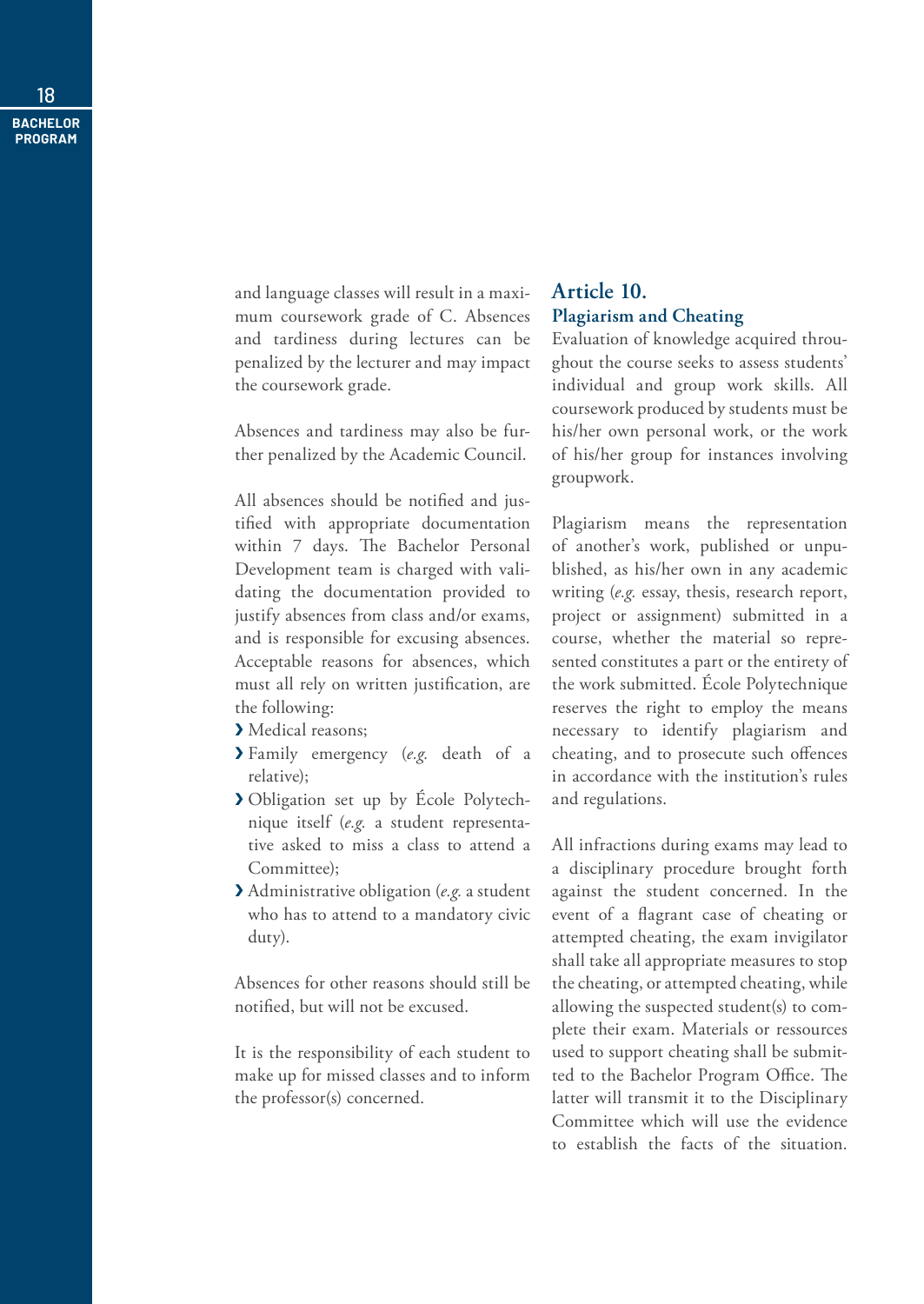and language classes will result in a maximum coursework grade of C. Absences and tardiness during lectures can be penalized by the lecturer and may impact the coursework grade.

Absences and tardiness may also be further penalized by the Academic Council.

All absences should be notified and justified with appropriate documentation within 7 days. The Bachelor Personal Development team is charged with validating the documentation provided to justify absences from class and/or exams, and is responsible for excusing absences. Acceptable reasons for absences, which must all rely on written justification, are the following:

- Medical reasons;
- Family emergency (*e.g.* death of a relative);
- Obligation set up by École Polytechnique itself (*e.g.* a student representative asked to miss a class to attend a Committee);
- Administrative obligation (*e.g.* a student who has to attend to a mandatory civic duty).

Absences for other reasons should still be notified, but will not be excused.

It is the responsibility of each student to make up for missed classes and to inform the professor(s) concerned.

## Article 10. Plagiarism and Cheating

Evaluation of knowledge acquired throughout the course seeks to assess students' individual and group work skills. All coursework produced by students must be his/her own personal work, or the work of his/her group for instances involving groupwork.

Plagiarism means the representation of another's work, published or unpublished, as his/her own in any academic writing (*e.g.* essay, thesis, research report, project or assignment) submitted in a course, whether the material so represented constitutes a part or the entirety of the work submitted. École Polytechnique reserves the right to employ the means necessary to identify plagiarism and cheating, and to prosecute such offences in accordance with the institution's rules and regulations.

All infractions during exams may lead to a disciplinary procedure brought forth against the student concerned. In the event of a flagrant case of cheating or attempted cheating, the exam invigilator shall take all appropriate measures to stop the cheating, or attempted cheating, while allowing the suspected student(s) to complete their exam. Materials or ressources used to support cheating shall be submitted to the Bachelor Program Office. The latter will transmit it to the Disciplinary Committee which will use the evidence to establish the facts of the situation.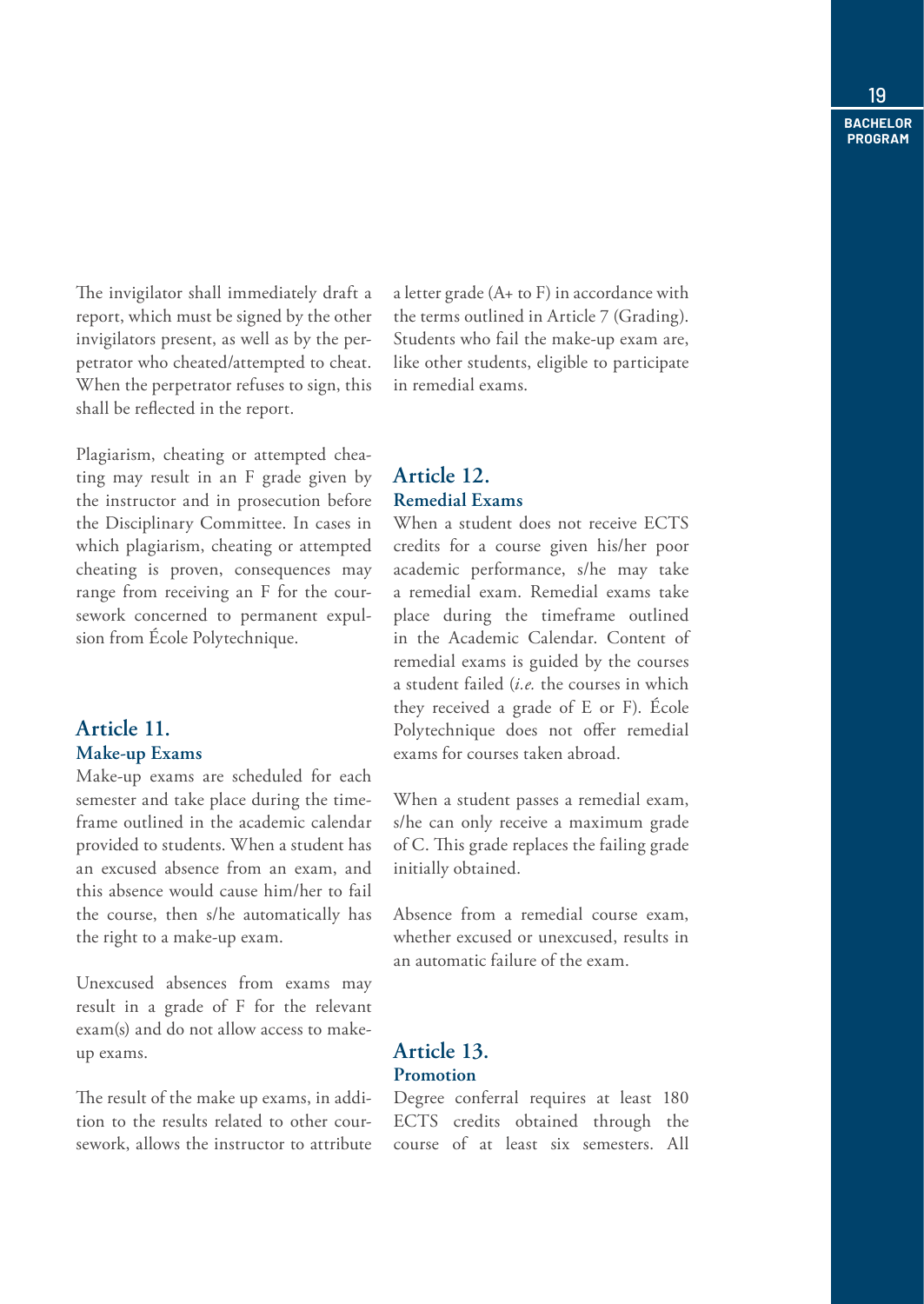The invigilator shall immediately draft a report, which must be signed by the other invigilators present, as well as by the perpetrator who cheated/attempted to cheat. When the perpetrator refuses to sign, this shall be reflected in the report.

Plagiarism, cheating or attempted cheating may result in an F grade given by the instructor and in prosecution before the Disciplinary Committee. In cases in which plagiarism, cheating or attempted cheating is proven, consequences may range from receiving an F for the coursework concerned to permanent expulsion from École Polytechnique.

## Article 11.
### Make-up Exams

Make-up exams are scheduled for each semester and take place during the timeframe outlined in the academic calendar provided to students. When a student has an excused absence from an exam, and this absence would cause him/her to fail the course, then s/he automatically has the right to a make-up exam.

Unexcused absences from exams may result in a grade of F for the relevant exam(s) and do not allow access to make-up exams.

The result of the make up exams, in addition to the results related to other coursework, allows the instructor to attribute a letter grade (A+ to F) in accordance with the terms outlined in Article 7 (Grading). Students who fail the make-up exam are, like other students, eligible to participate in remedial exams.

## Article 12.
### Remedial Exams

When a student does not receive ECTS credits for a course given his/her poor academic performance, s/he may take a remedial exam. Remedial exams take place during the timeframe outlined in the Academic Calendar. Content of remedial exams is guided by the courses a student failed (*i.e.* the courses in which they received a grade of E or F). École Polytechnique does not offer remedial exams for courses taken abroad.

When a student passes a remedial exam, s/he can only receive a maximum grade of C. This grade replaces the failing grade initially obtained.

Absence from a remedial course exam, whether excused or unexcused, results in an automatic failure of the exam.

## Article 13.
### Promotion

Degree conferral requires at least 180 ECTS credits obtained through the course of at least six semesters. All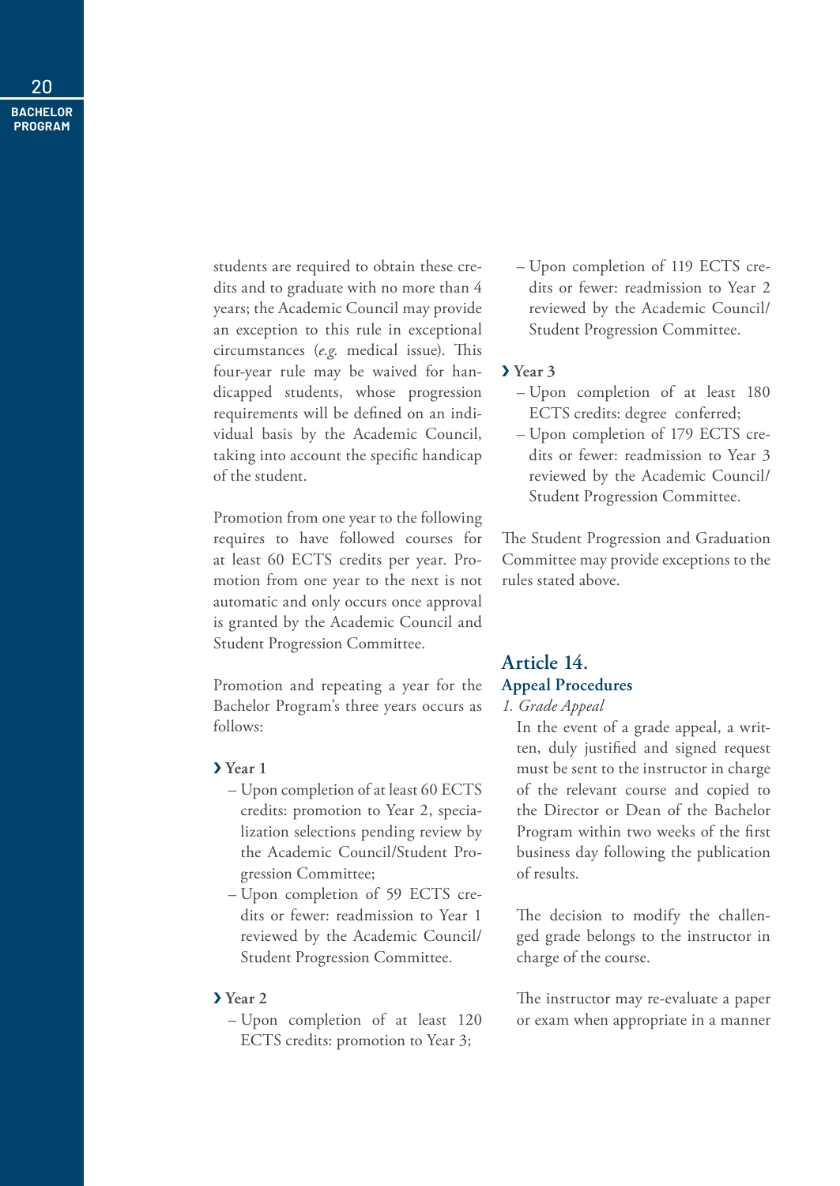students are required to obtain these credits and to graduate with no more than 4 years; the Academic Council may provide an exception to this rule in exceptional circumstances (*e.g.* medical issue). This four-year rule may be waived for handicapped students, whose progression requirements will be defined on an individual basis by the Academic Council, taking into account the specific handicap of the student.

Promotion from one year to the following requires to have followed courses for at least 60 ECTS credits per year. Promotion from one year to the next is not automatic and only occurs once approval is granted by the Academic Council and Student Progression Committee.

Promotion and repeating a year for the Bachelor Program's three years occurs as follows:

**› Year 1**

- Upon completion of at least 60 ECTS credits: promotion to Year 2, specialization selections pending review by the Academic Council/Student Progression Committee;
- Upon completion of 59 ECTS credits or fewer: readmission to Year 1 reviewed by the Academic Council/Student Progression Committee.

**› Year 2**

- Upon completion of at least 120 ECTS credits: promotion to Year 3;
- Upon completion of 119 ECTS credits or fewer: readmission to Year 2 reviewed by the Academic Council/Student Progression Committee.

**› Year 3**

- Upon completion of at least 180 ECTS credits: degree conferred;
- Upon completion of 179 ECTS credits or fewer: readmission to Year 3 reviewed by the Academic Council/Student Progression Committee.

The Student Progression and Graduation Committee may provide exceptions to the rules stated above.

## Article 14. Appeal Procedures

*1. Grade Appeal*

In the event of a grade appeal, a written, duly justified and signed request must be sent to the instructor in charge of the relevant course and copied to the Director or Dean of the Bachelor Program within two weeks of the first business day following the publication of results.

The decision to modify the challenged grade belongs to the instructor in charge of the course.

The instructor may re-evaluate a paper or exam when appropriate in a manner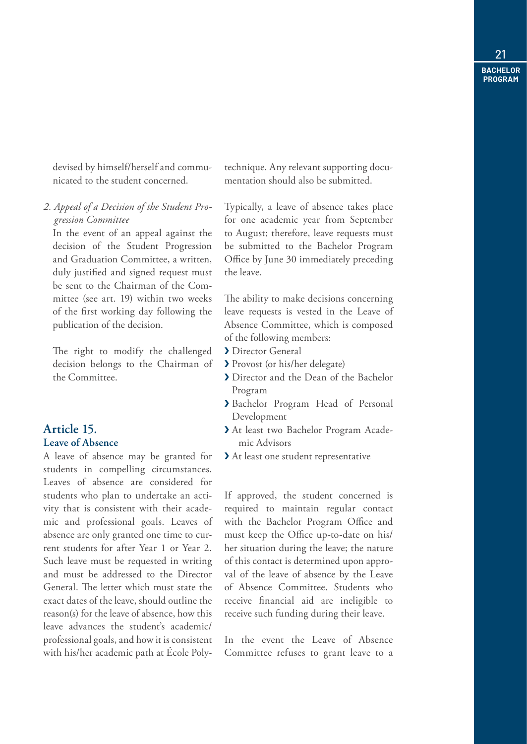devised by himself/herself and communicated to the student concerned.

2. *Appeal of a Decision of the Student Progression Committee*

   In the event of an appeal against the decision of the Student Progression and Graduation Committee, a written, duly justified and signed request must be sent to the Chairman of the Committee (see art. 19) within two weeks of the first working day following the publication of the decision.

   The right to modify the challenged decision belongs to the Chairman of the Committee.

## Article 15.
### Leave of Absence

A leave of absence may be granted for students in compelling circumstances. Leaves of absence are considered for students who plan to undertake an activity that is consistent with their academic and professional goals. Leaves of absence are only granted one time to current students for after Year 1 or Year 2. Such leave must be requested in writing and must be addressed to the Director General. The letter which must state the exact dates of the leave, should outline the reason(s) for the leave of absence, how this leave advances the student's academic/professional goals, and how it is consistent with his/her academic path at École Polytechnique. Any relevant supporting documentation should also be submitted.

Typically, a leave of absence takes place for one academic year from September to August; therefore, leave requests must be submitted to the Bachelor Program Office by June 30 immediately preceding the leave.

The ability to make decisions concerning leave requests is vested in the Leave of Absence Committee, which is composed of the following members:

- Director General
- Provost (or his/her delegate)
- Director and the Dean of the Bachelor Program
- Bachelor Program Head of Personal Development
- At least two Bachelor Program Academic Advisors
- At least one student representative

If approved, the student concerned is required to maintain regular contact with the Bachelor Program Office and must keep the Office up-to-date on his/her situation during the leave; the nature of this contact is determined upon approval of the leave of absence by the Leave of Absence Committee. Students who receive financial aid are ineligible to receive such funding during their leave.

In the event the Leave of Absence Committee refuses to grant leave to a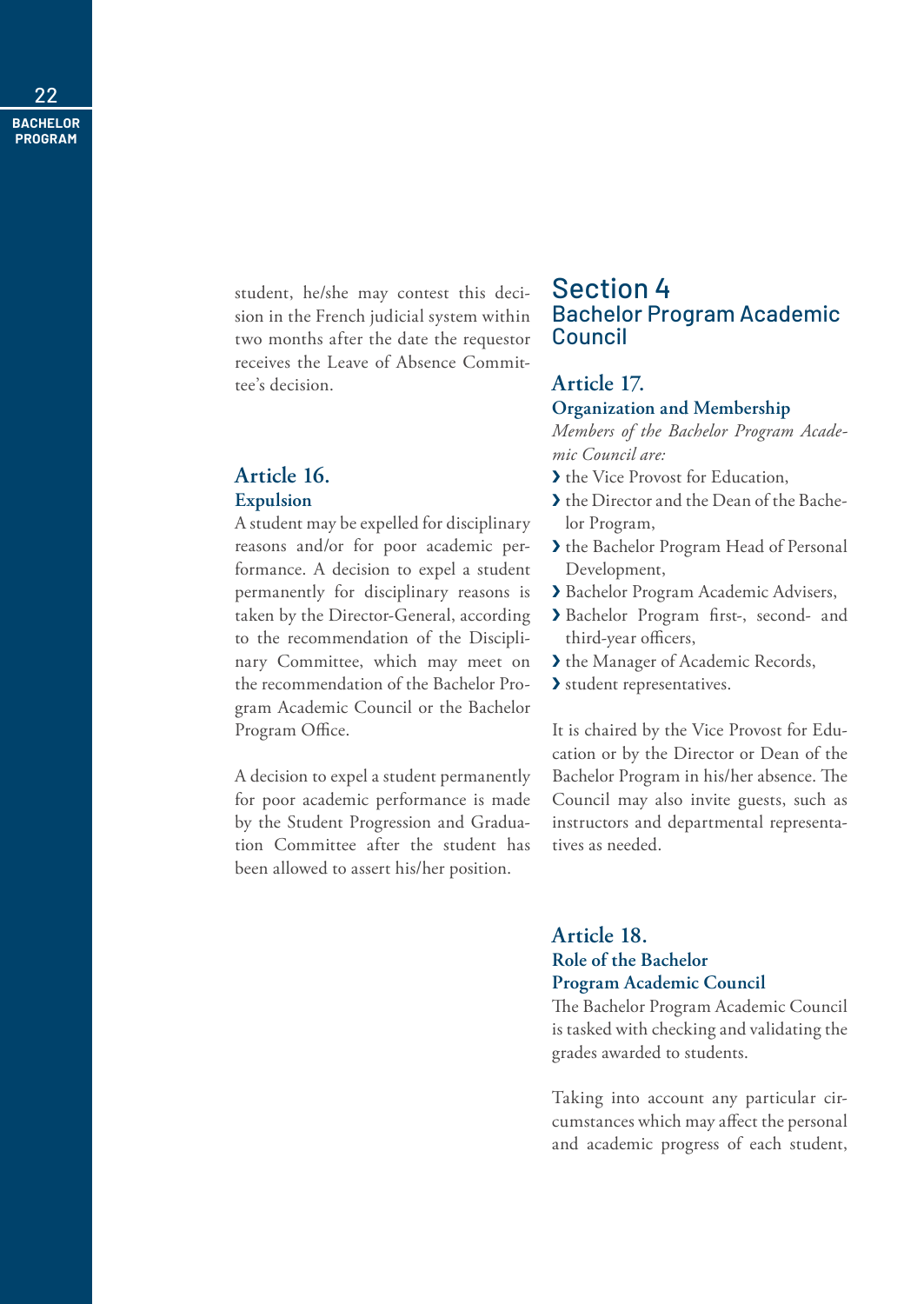student, he/she may contest this decision in the French judicial system within two months after the date the requestor receives the Leave of Absence Committee's decision.

### Article 16.
**Expulsion**

A student may be expelled for disciplinary reasons and/or for poor academic performance. A decision to expel a student permanently for disciplinary reasons is taken by the Director-General, according to the recommendation of the Disciplinary Committee, which may meet on the recommendation of the Bachelor Program Academic Council or the Bachelor Program Office.

A decision to expel a student permanently for poor academic performance is made by the Student Progression and Graduation Committee after the student has been allowed to assert his/her position.

## Section 4
## Bachelor Program Academic Council

### Article 17.
**Organization and Membership**

*Members of the Bachelor Program Academic Council are:*

- the Vice Provost for Education,
- the Director and the Dean of the Bachelor Program,
- the Bachelor Program Head of Personal Development,
- Bachelor Program Academic Advisers,
- Bachelor Program first-, second- and third-year officers,
- the Manager of Academic Records,
- student representatives.

It is chaired by the Vice Provost for Education or by the Director or Dean of the Bachelor Program in his/her absence. The Council may also invite guests, such as instructors and departmental representatives as needed.

### Article 18.
**Role of the Bachelor Program Academic Council**

The Bachelor Program Academic Council is tasked with checking and validating the grades awarded to students.

Taking into account any particular circumstances which may affect the personal and academic progress of each student,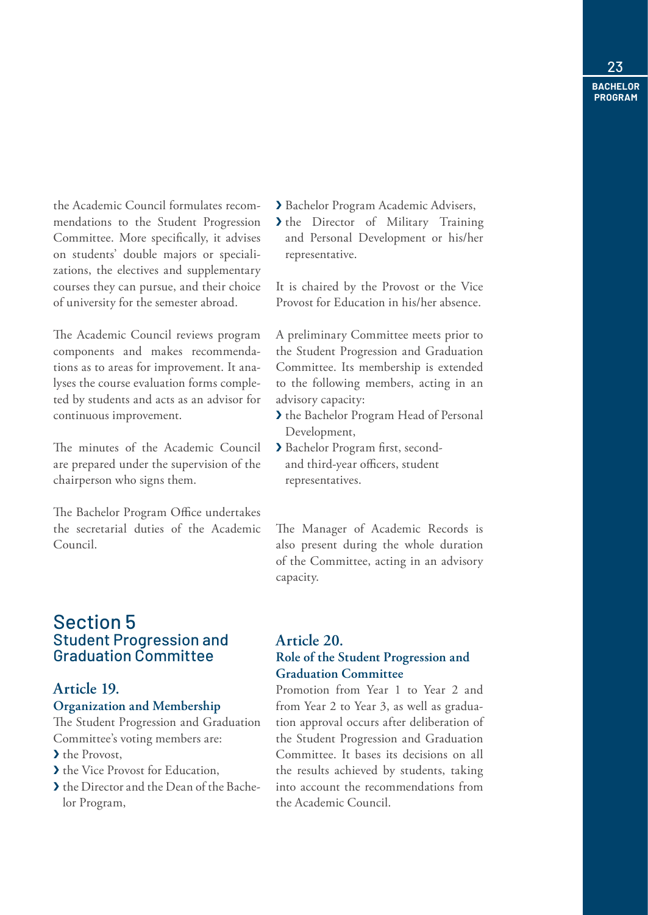the Academic Council formulates recommendations to the Student Progression Committee. More specifically, it advises on students' double majors or specializations, the electives and supplementary courses they can pursue, and their choice of university for the semester abroad.

The Academic Council reviews program components and makes recommendations as to areas for improvement. It analyses the course evaluation forms completed by students and acts as an advisor for continuous improvement.

The minutes of the Academic Council are prepared under the supervision of the chairperson who signs them.

The Bachelor Program Office undertakes the secretarial duties of the Academic Council.

## Section 5
## Student Progression and Graduation Committee

### Article 19.
### Organization and Membership

The Student Progression and Graduation Committee's voting members are:

- the Provost,
- the Vice Provost for Education,
- the Director and the Dean of the Bachelor Program,
- Bachelor Program Academic Advisers,
- the Director of Military Training and Personal Development or his/her representative.

It is chaired by the Provost or the Vice Provost for Education in his/her absence.

A preliminary Committee meets prior to the Student Progression and Graduation Committee. Its membership is extended to the following members, acting in an advisory capacity:

- the Bachelor Program Head of Personal Development,
- Bachelor Program first, second- and third-year officers, student representatives.

The Manager of Academic Records is also present during the whole duration of the Committee, acting in an advisory capacity.

### Article 20.
### Role of the Student Progression and Graduation Committee

Promotion from Year 1 to Year 2 and from Year 2 to Year 3, as well as graduation approval occurs after deliberation of the Student Progression and Graduation Committee. It bases its decisions on all the results achieved by students, taking into account the recommendations from the Academic Council.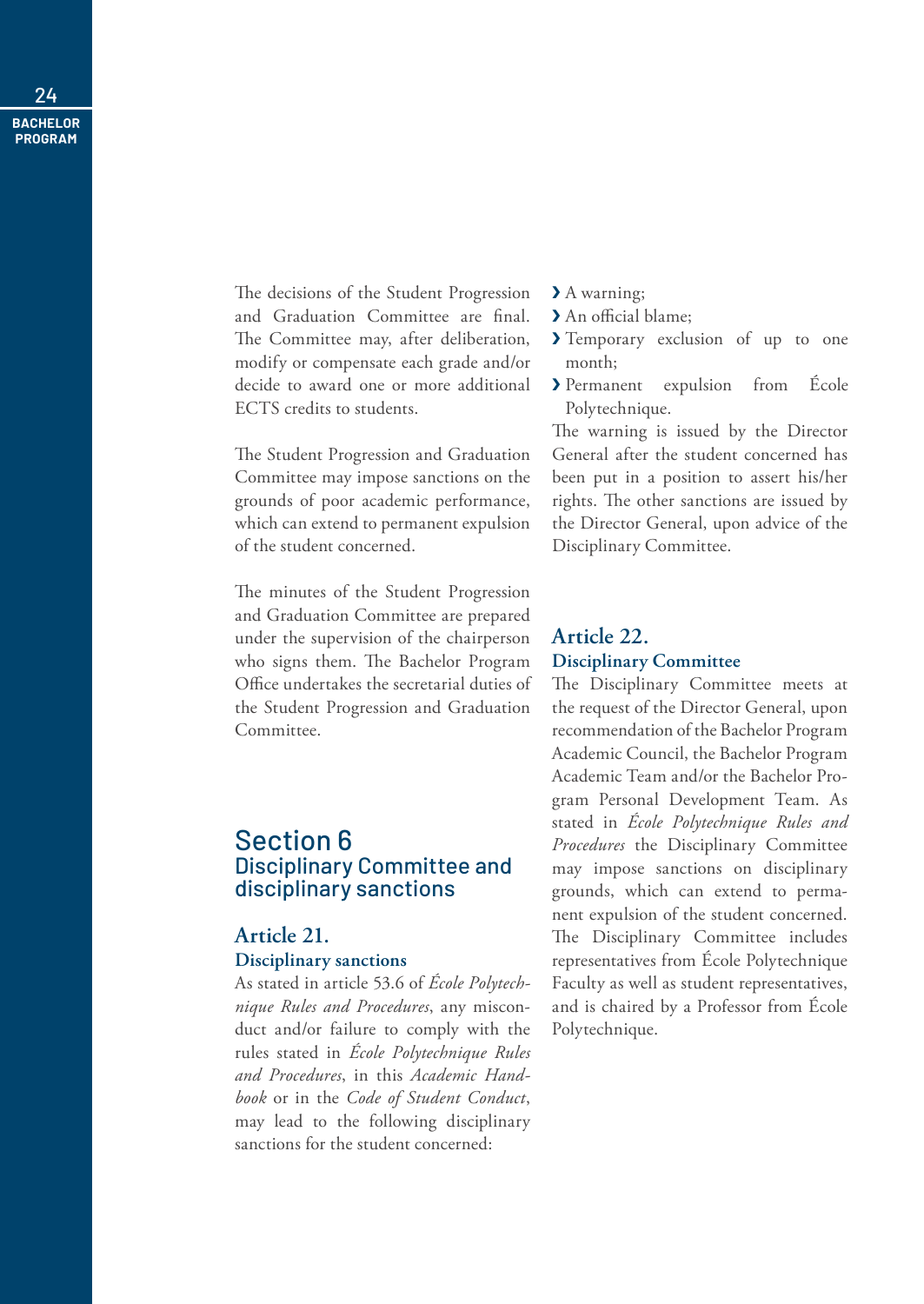The decisions of the Student Progression and Graduation Committee are final. The Committee may, after deliberation, modify or compensate each grade and/or decide to award one or more additional ECTS credits to students.

The Student Progression and Graduation Committee may impose sanctions on the grounds of poor academic performance, which can extend to permanent expulsion of the student concerned.

The minutes of the Student Progression and Graduation Committee are prepared under the supervision of the chairperson who signs them. The Bachelor Program Office undertakes the secretarial duties of the Student Progression and Graduation Committee.

## Section 6
## Disciplinary Committee and disciplinary sanctions

### Article 21.
#### Disciplinary sanctions

As stated in article 53.6 of *École Polytechnique Rules and Procedures*, any misconduct and/or failure to comply with the rules stated in *École Polytechnique Rules and Procedures*, in this *Academic Handbook* or in the *Code of Student Conduct*, may lead to the following disciplinary sanctions for the student concerned:

- A warning;
- An official blame;
- Temporary exclusion of up to one month;
- Permanent expulsion from École Polytechnique.

The warning is issued by the Director General after the student concerned has been put in a position to assert his/her rights. The other sanctions are issued by the Director General, upon advice of the Disciplinary Committee.

### Article 22.
#### Disciplinary Committee

The Disciplinary Committee meets at the request of the Director General, upon recommendation of the Bachelor Program Academic Council, the Bachelor Program Academic Team and/or the Bachelor Program Personal Development Team. As stated in *École Polytechnique Rules and Procedures* the Disciplinary Committee may impose sanctions on disciplinary grounds, which can extend to permanent expulsion of the student concerned. The Disciplinary Committee includes representatives from École Polytechnique Faculty as well as student representatives, and is chaired by a Professor from École Polytechnique.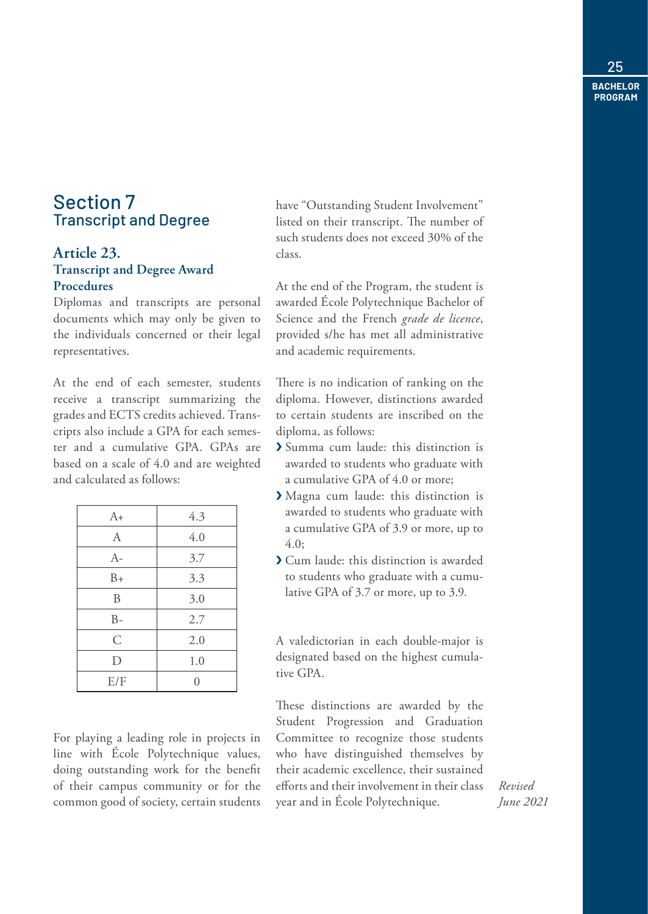# Section 7
## Transcript and Degree

### Article 23.
### Transcript and Degree Award Procedures

Diplomas and transcripts are personal documents which may only be given to the individuals concerned or their legal representatives.

At the end of each semester, students receive a transcript summarizing the grades and ECTS credits achieved. Transcripts also include a GPA for each semester and a cumulative GPA. GPAs are based on a scale of 4.0 and are weighted and calculated as follows:

| | |
|---|---|
| A+ | 4.3 |
| A | 4.0 |
| A- | 3.7 |
| B+ | 3.3 |
| B | 3.0 |
| B- | 2.7 |
| C | 2.0 |
| D | 1.0 |
| E/F | 0 |

For playing a leading role in projects in line with École Polytechnique values, doing outstanding work for the benefit of their campus community or for the common good of society, certain students have "Outstanding Student Involvement" listed on their transcript. The number of such students does not exceed 30% of the class.

At the end of the Program, the student is awarded École Polytechnique Bachelor of Science and the French *grade de licence*, provided s/he has met all administrative and academic requirements.

There is no indication of ranking on the diploma. However, distinctions awarded to certain students are inscribed on the diploma, as follows:

- Summa cum laude: this distinction is awarded to students who graduate with a cumulative GPA of 4.0 or more;
- Magna cum laude: this distinction is awarded to students who graduate with a cumulative GPA of 3.9 or more, up to 4.0;
- Cum laude: this distinction is awarded to students who graduate with a cumulative GPA of 3.7 or more, up to 3.9.

A valedictorian in each double-major is designated based on the highest cumulative GPA.

These distinctions are awarded by the Student Progression and Graduation Committee to recognize those students who have distinguished themselves by their academic excellence, their sustained efforts and their involvement in their class year and in École Polytechnique.

*Revised June 2021*